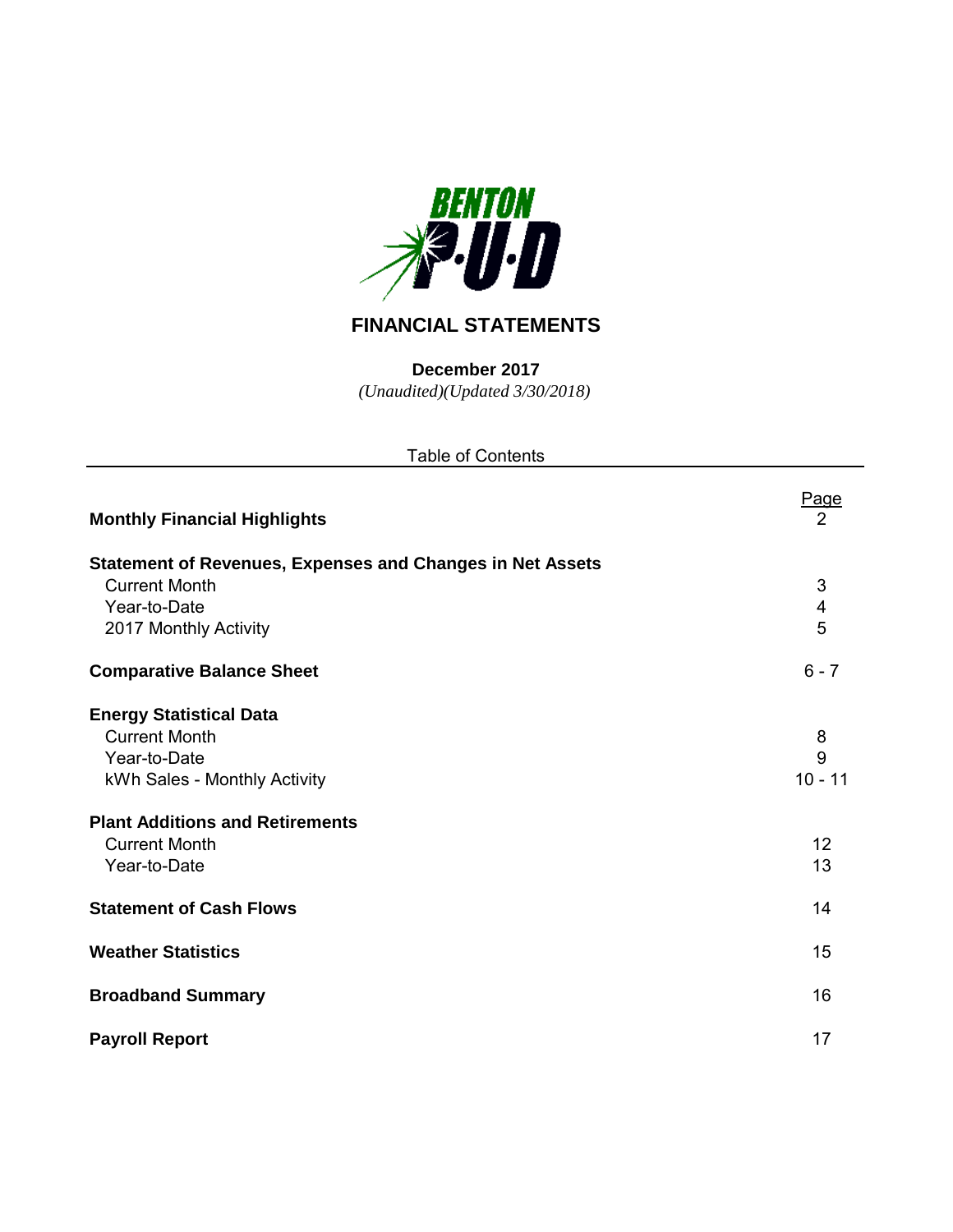BENTON P·U·D

# FINANCIAL STATEMENTS

**December 2017**

*(Unaudited)(Updated 3/30/2018)*

Table of Contents

| | Page |
|---|---|
| **Monthly Financial Highlights** | 2 |
| **Statement of Revenues, Expenses and Changes in Net Assets** | |
| Current Month | 3 |
| Year-to-Date | 4 |
| 2017 Monthly Activity | 5 |
| **Comparative Balance Sheet** | 6 - 7 |
| **Energy Statistical Data** | |
| Current Month | 8 |
| Year-to-Date | 9 |
| kWh Sales - Monthly Activity | 10 - 11 |
| **Plant Additions and Retirements** | |
| Current Month | 12 |
| Year-to-Date | 13 |
| **Statement of Cash Flows** | 14 |
| **Weather Statistics** | 15 |
| **Broadband Summary** | 16 |
| **Payroll Report** | 17 |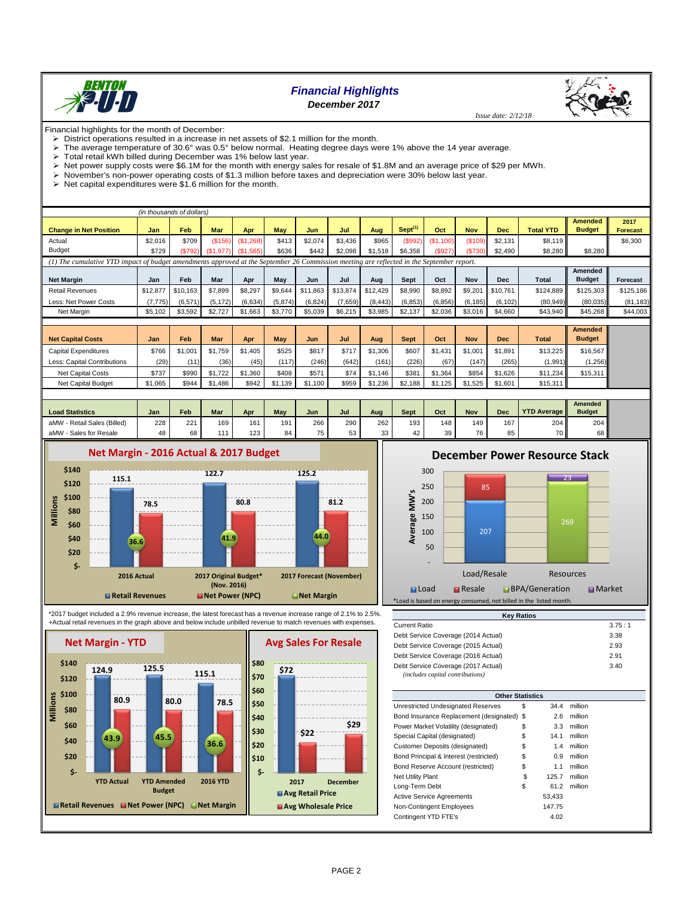# Financial Highlights

## December 2017

*Issue date: 2/12/18*

Financial highlights for the month of December:

- District operations resulted in a increase in net assets of $2.1 million for the month.
- The average temperature of 30.6° was 0.5° below normal. Heating degree days were 1% above the 14 year average.
- Total retail kWh billed during December was 1% below last year.
- Net power supply costs were $6.1M for the month with energy sales for resale of $1.8M and an average price of $29 per MWh.
- November's non-power operating costs of $1.3 million before taxes and depreciation were 30% below last year.
- Net capital expenditures were $1.6 million for the month.

*(in thousands of dollars)*

| Change in Net Position | Jan | Feb | Mar | Apr | May | Jun | Jul | Aug | Sept[1] | Oct | Nov | Dec | Total YTD | Amended Budget | 2017 Forecast |
|---|---|---|---|---|---|---|---|---|---|---|---|---|---|---|---|
| Actual | $2,016 | $709 | ($156) | ($1,268) | $413 | $2,074 | $3,436 | $965 | ($992) | ($1,100) | ($109) | $2,131 | $8,119 | | $6,300 |
| Budget | $729 | ($792) | ($1,977) | ($1,565) | $636 | $442 | $2,098 | $1,518 | $6,358 | ($927) | ($730) | $2,490 | $8,280 | $8,280 | |

*(1) The cumulative YTD impact of budget amendments approved at the September 26 Commission meeting are reflected in the September report.*

| Net Margin | Jan | Feb | Mar | Apr | May | Jun | Jul | Aug | Sept | Oct | Nov | Dec | Total | Amended Budget | Forecast |
|---|---|---|---|---|---|---|---|---|---|---|---|---|---|---|---|
| Retail Revenues | $12,877 | $10,163 | $7,899 | $8,297 | $9,644 | $11,863 | $13,874 | $12,429 | $8,990 | $8,892 | $9,201 | $10,761 | $124,889 | $125,303 | $125,186 |
| Less: Net Power Costs | (7,775) | (6,571) | (5,172) | (6,634) | (5,874) | (6,824) | (7,659) | (8,443) | (6,853) | (6,856) | (6,185) | (6,102) | (80,949) | (80,035) | (81,183) |
| Net Margin | $5,102 | $3,592 | $2,727 | $1,663 | $3,770 | $5,039 | $6,215 | $3,985 | $2,137 | $2,036 | $3,016 | $4,660 | $43,940 | $45,268 | $44,003 |

| Net Capital Costs | Jan | Feb | Mar | Apr | May | Jun | Jul | Aug | Sept | Oct | Nov | Dec | Total | Amended Budget |
|---|---|---|---|---|---|---|---|---|---|---|---|---|---|---|
| Capital Expenditures | $766 | $1,001 | $1,759 | $1,405 | $525 | $817 | $717 | $1,306 | $607 | $1,431 | $1,001 | $1,891 | $13,225 | $16,567 |
| Less: Capital Contributions | (29) | (11) | (36) | (45) | (117) | (246) | (642) | (161) | (226) | (67) | (147) | (265) | (1,991) | (1,256) |
| Net Capital Costs | $737 | $990 | $1,722 | $1,360 | $408 | $571 | $74 | $1,146 | $381 | $1,364 | $854 | $1,626 | $11,234 | $15,311 |
| Net Capital Budget | $1,065 | $944 | $1,486 | $942 | $1,139 | $1,100 | $959 | $1,236 | $2,188 | $1,125 | $1,525 | $1,601 | $15,311 | |

| Load Statistics | Jan | Feb | Mar | Apr | May | Jun | Jul | Aug | Sept | Oct | Nov | Dec | YTD Average | Amended Budget |
|---|---|---|---|---|---|---|---|---|---|---|---|---|---|---|
| aMW - Retail Sales (Billed) | 228 | 221 | 169 | 161 | 191 | 266 | 290 | 262 | 193 | 148 | 149 | 167 | 204 | 204 |
| aMW - Sales for Resale | 48 | 68 | 111 | 123 | 84 | 75 | 53 | 33 | 42 | 39 | 76 | 85 | 70 | 68 |

### Net Margin - 2016 Actual & 2017 Budget

| (Millions) | Retail Revenues | Net Power (NPC) | Net Margin |
|---|---|---|---|
| 2016 Actual | 115.1 | 78.5 | 36.6 |
| 2017 Original Budget* (Nov. 2016) | 122.7 | 80.8 | 41.9 |
| 2017 Forecast (November) | 125.2 | 81.2 | 44.0 |

### December Power Resource Stack

| Average MW's | Load | Resale | BPA/Generation | Market |
|---|---|---|---|---|
| Load/Resale | 207 | 85 | | |
| Resources | | | 269 | 23 |

*Load is based on energy consumed, not billed in the listed month.

*2017 budget included a 2.9% revenue increase, the latest forecast has a revenue increase range of 2.1% to 2.5%.
+Actual retail revenues in the graph above and below include unbilled revenue to match revenues with expenses.

### Net Margin - YTD

| (Millions) | Retail Revenues | Net Power (NPC) | Net Margin |
|---|---|---|---|
| YTD Actual | 124.9 | 80.9 | 43.9 |
| YTD Amended Budget | 125.5 | 80.0 | 45.5 |
| 2016 YTD | 115.1 | 78.5 | 36.6 |

### Avg Sales For Resale

| | Avg Retail Price | Avg Wholesale Price |
|---|---|---|
| 2017 | $72 | $22 |
| December | | $29 |

| Key Ratios | |
|---|---|
| Current Ratio | 3.75 : 1 |
| Debt Service Coverage (2014 Actual) | 3.38 |
| Debt Service Coverage (2015 Actual) | 2.93 |
| Debt Service Coverage (2016 Actual) | 2.91 |
| Debt Service Coverage (2017 Actual) *(includes capital contributions)* | 3.40 |

| Other Statistics | | | |
|---|---|---|---|
| Unrestricted Undesignated Reserves | $ | 34.4 | million |
| Bond Insurance Replacement (designated) | $ | 2.6 | million |
| Power Market Volatility (designated) | $ | 3.3 | million |
| Special Capital (designated) | $ | 14.1 | million |
| Customer Deposits (designated) | $ | 1.4 | million |
| Bond Principal & Interest (restricted) | $ | 0.9 | million |
| Bond Reserve Account (restricted) | $ | 1.1 | million |
| Net Utility Plant | $ | 125.7 | million |
| Long-Term Debt | $ | 61.2 | million |
| Active Service Agreements | | 53,433 | |
| Non-Contingent Employees | | 147.75 | |
| Contingent YTD FTE's | | 4.02 | |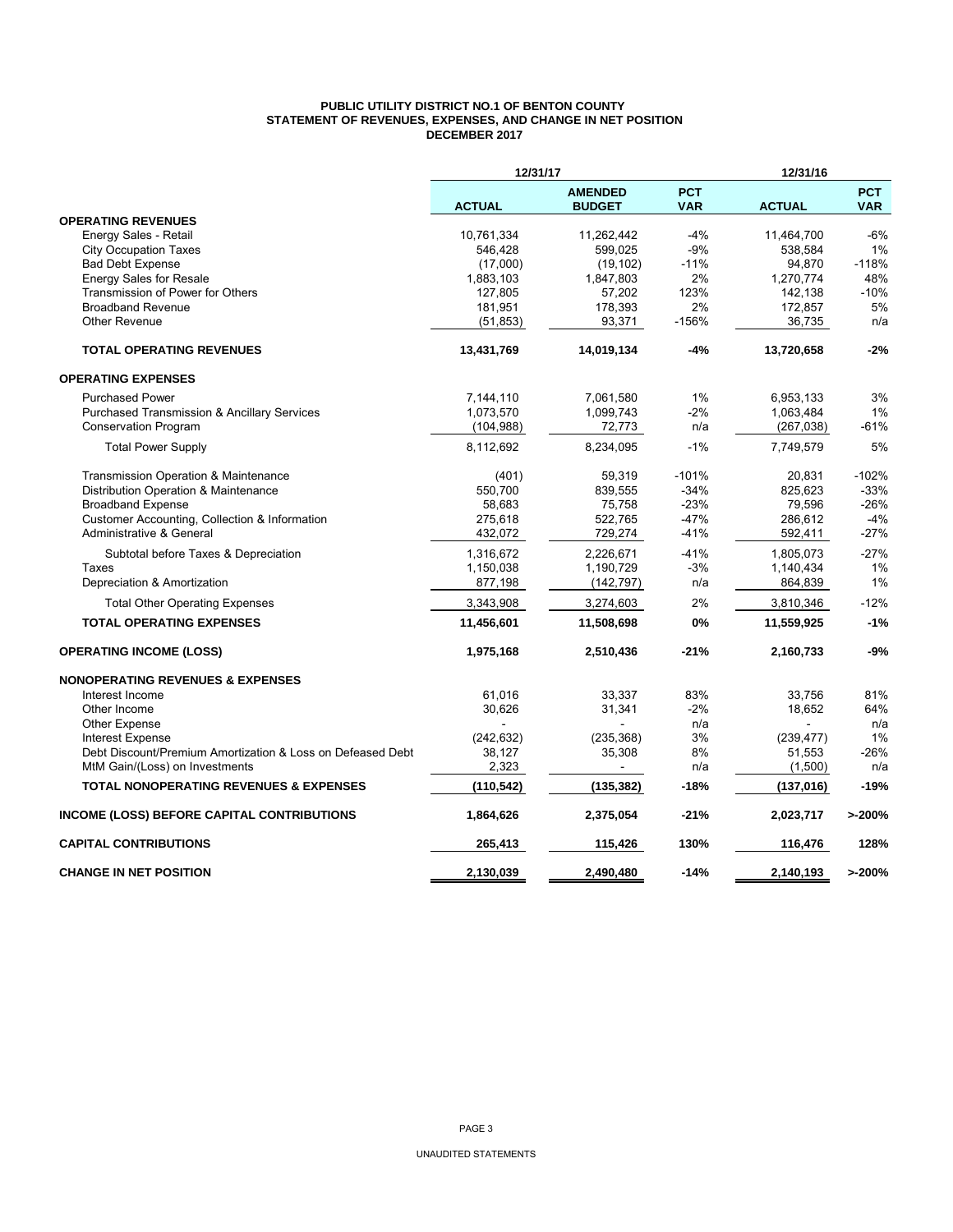**PUBLIC UTILITY DISTRICT NO.1 OF BENTON COUNTY**
**STATEMENT OF REVENUES, EXPENSES, AND CHANGE IN NET POSITION**
**DECEMBER 2017**

| | 12/31/17 | | | 12/31/16 | |
|---|---|---|---|---|---|
| | **ACTUAL** | **AMENDED BUDGET** | **PCT VAR** | **ACTUAL** | **PCT VAR** |
| **OPERATING REVENUES** | | | | | |
| Energy Sales - Retail | 10,761,334 | 11,262,442 | -4% | 11,464,700 | -6% |
| City Occupation Taxes | 546,428 | 599,025 | -9% | 538,584 | 1% |
| Bad Debt Expense | (17,000) | (19,102) | -11% | 94,870 | -118% |
| Energy Sales for Resale | 1,883,103 | 1,847,803 | 2% | 1,270,774 | 48% |
| Transmission of Power for Others | 127,805 | 57,202 | 123% | 142,138 | -10% |
| Broadband Revenue | 181,951 | 178,393 | 2% | 172,857 | 5% |
| Other Revenue | (51,853) | 93,371 | -156% | 36,735 | n/a |
| **TOTAL OPERATING REVENUES** | **13,431,769** | **14,019,134** | **-4%** | **13,720,658** | **-2%** |
| **OPERATING EXPENSES** | | | | | |
| Purchased Power | 7,144,110 | 7,061,580 | 1% | 6,953,133 | 3% |
| Purchased Transmission & Ancillary Services | 1,073,570 | 1,099,743 | -2% | 1,063,484 | 1% |
| Conservation Program | (104,988) | 72,773 | n/a | (267,038) | -61% |
| Total Power Supply | 8,112,692 | 8,234,095 | -1% | 7,749,579 | 5% |
| Transmission Operation & Maintenance | (401) | 59,319 | -101% | 20,831 | -102% |
| Distribution Operation & Maintenance | 550,700 | 839,555 | -34% | 825,623 | -33% |
| Broadband Expense | 58,683 | 75,758 | -23% | 79,596 | -26% |
| Customer Accounting, Collection & Information | 275,618 | 522,765 | -47% | 286,612 | -4% |
| Administrative & General | 432,072 | 729,274 | -41% | 592,411 | -27% |
| Subtotal before Taxes & Depreciation | 1,316,672 | 2,226,671 | -41% | 1,805,073 | -27% |
| Taxes | 1,150,038 | 1,190,729 | -3% | 1,140,434 | 1% |
| Depreciation & Amortization | 877,198 | (142,797) | n/a | 864,839 | 1% |
| Total Other Operating Expenses | 3,343,908 | 3,274,603 | 2% | 3,810,346 | -12% |
| **TOTAL OPERATING EXPENSES** | **11,456,601** | **11,508,698** | **0%** | **11,559,925** | **-1%** |
| **OPERATING INCOME (LOSS)** | **1,975,168** | **2,510,436** | **-21%** | **2,160,733** | **-9%** |
| **NONOPERATING REVENUES & EXPENSES** | | | | | |
| Interest Income | 61,016 | 33,337 | 83% | 33,756 | 81% |
| Other Income | 30,626 | 31,341 | -2% | 18,652 | 64% |
| Other Expense | - | - | n/a | - | n/a |
| Interest Expense | (242,632) | (235,368) | 3% | (239,477) | 1% |
| Debt Discount/Premium Amortization & Loss on Defeased Debt | 38,127 | 35,308 | 8% | 51,553 | -26% |
| MtM Gain/(Loss) on Investments | 2,323 | - | n/a | (1,500) | n/a |
| **TOTAL NONOPERATING REVENUES & EXPENSES** | **(110,542)** | **(135,382)** | **-18%** | **(137,016)** | **-19%** |
| **INCOME (LOSS) BEFORE CAPITAL CONTRIBUTIONS** | **1,864,626** | **2,375,054** | **-21%** | **2,023,717** | **>-200%** |
| **CAPITAL CONTRIBUTIONS** | **265,413** | **115,426** | **130%** | **116,476** | **128%** |
| **CHANGE IN NET POSITION** | **2,130,039** | **2,490,480** | **-14%** | **2,140,193** | **>-200%** |

UNAUDITED STATEMENTS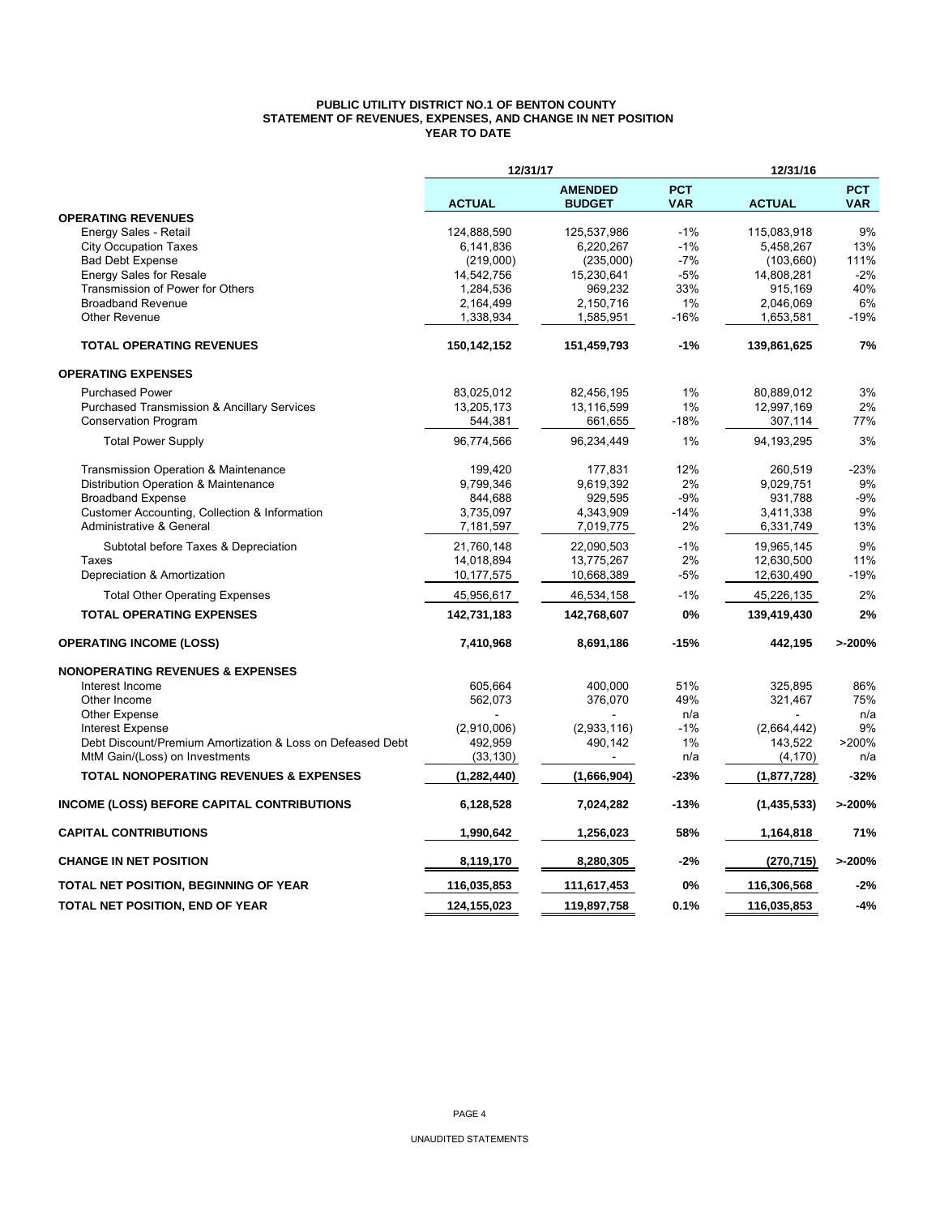**PUBLIC UTILITY DISTRICT NO.1 OF BENTON COUNTY**
**STATEMENT OF REVENUES, EXPENSES, AND CHANGE IN NET POSITION**
**YEAR TO DATE**

| | 12/31/17 | | | 12/31/16 | |
|---|---|---|---|---|---|
| | **ACTUAL** | **AMENDED BUDGET** | **PCT VAR** | **ACTUAL** | **PCT VAR** |
| **OPERATING REVENUES** | | | | | |
| Energy Sales - Retail | 124,888,590 | 125,537,986 | -1% | 115,083,918 | 9% |
| City Occupation Taxes | 6,141,836 | 6,220,267 | -1% | 5,458,267 | 13% |
| Bad Debt Expense | (219,000) | (235,000) | -7% | (103,660) | 111% |
| Energy Sales for Resale | 14,542,756 | 15,230,641 | -5% | 14,808,281 | -2% |
| Transmission of Power for Others | 1,284,536 | 969,232 | 33% | 915,169 | 40% |
| Broadband Revenue | 2,164,499 | 2,150,716 | 1% | 2,046,069 | 6% |
| Other Revenue | 1,338,934 | 1,585,951 | -16% | 1,653,581 | -19% |
| **TOTAL OPERATING REVENUES** | **150,142,152** | **151,459,793** | **-1%** | **139,861,625** | **7%** |
| **OPERATING EXPENSES** | | | | | |
| Purchased Power | 83,025,012 | 82,456,195 | 1% | 80,889,012 | 3% |
| Purchased Transmission & Ancillary Services | 13,205,173 | 13,116,599 | 1% | 12,997,169 | 2% |
| Conservation Program | 544,381 | 661,655 | -18% | 307,114 | 77% |
| Total Power Supply | 96,774,566 | 96,234,449 | 1% | 94,193,295 | 3% |
| Transmission Operation & Maintenance | 199,420 | 177,831 | 12% | 260,519 | -23% |
| Distribution Operation & Maintenance | 9,799,346 | 9,619,392 | 2% | 9,029,751 | 9% |
| Broadband Expense | 844,688 | 929,595 | -9% | 931,788 | -9% |
| Customer Accounting, Collection & Information | 3,735,097 | 4,343,909 | -14% | 3,411,338 | 9% |
| Administrative & General | 7,181,597 | 7,019,775 | 2% | 6,331,749 | 13% |
| Subtotal before Taxes & Depreciation | 21,760,148 | 22,090,503 | -1% | 19,965,145 | 9% |
| Taxes | 14,018,894 | 13,775,267 | 2% | 12,630,500 | 11% |
| Depreciation & Amortization | 10,177,575 | 10,668,389 | -5% | 12,630,490 | -19% |
| Total Other Operating Expenses | 45,956,617 | 46,534,158 | -1% | 45,226,135 | 2% |
| **TOTAL OPERATING EXPENSES** | **142,731,183** | **142,768,607** | **0%** | **139,419,430** | **2%** |
| **OPERATING INCOME (LOSS)** | **7,410,968** | **8,691,186** | **-15%** | **442,195** | **>-200%** |
| **NONOPERATING REVENUES & EXPENSES** | | | | | |
| Interest Income | 605,664 | 400,000 | 51% | 325,895 | 86% |
| Other Income | 562,073 | 376,070 | 49% | 321,467 | 75% |
| Other Expense | - | - | n/a | - | n/a |
| Interest Expense | (2,910,006) | (2,933,116) | -1% | (2,664,442) | 9% |
| Debt Discount/Premium Amortization & Loss on Defeased Debt | 492,959 | 490,142 | 1% | 143,522 | >200% |
| MtM Gain/(Loss) on Investments | (33,130) | - | n/a | (4,170) | n/a |
| **TOTAL NONOPERATING REVENUES & EXPENSES** | **(1,282,440)** | **(1,666,904)** | **-23%** | **(1,877,728)** | **-32%** |
| **INCOME (LOSS) BEFORE CAPITAL CONTRIBUTIONS** | **6,128,528** | **7,024,282** | **-13%** | **(1,435,533)** | **>-200%** |
| **CAPITAL CONTRIBUTIONS** | **1,990,642** | **1,256,023** | **58%** | **1,164,818** | **71%** |
| **CHANGE IN NET POSITION** | **8,119,170** | **8,280,305** | **-2%** | **(270,715)** | **>-200%** |
| **TOTAL NET POSITION, BEGINNING OF YEAR** | **116,035,853** | **111,617,453** | **0%** | **116,306,568** | **-2%** |
| **TOTAL NET POSITION, END OF YEAR** | **124,155,023** | **119,897,758** | **0.1%** | **116,035,853** | **-4%** |

UNAUDITED STATEMENTS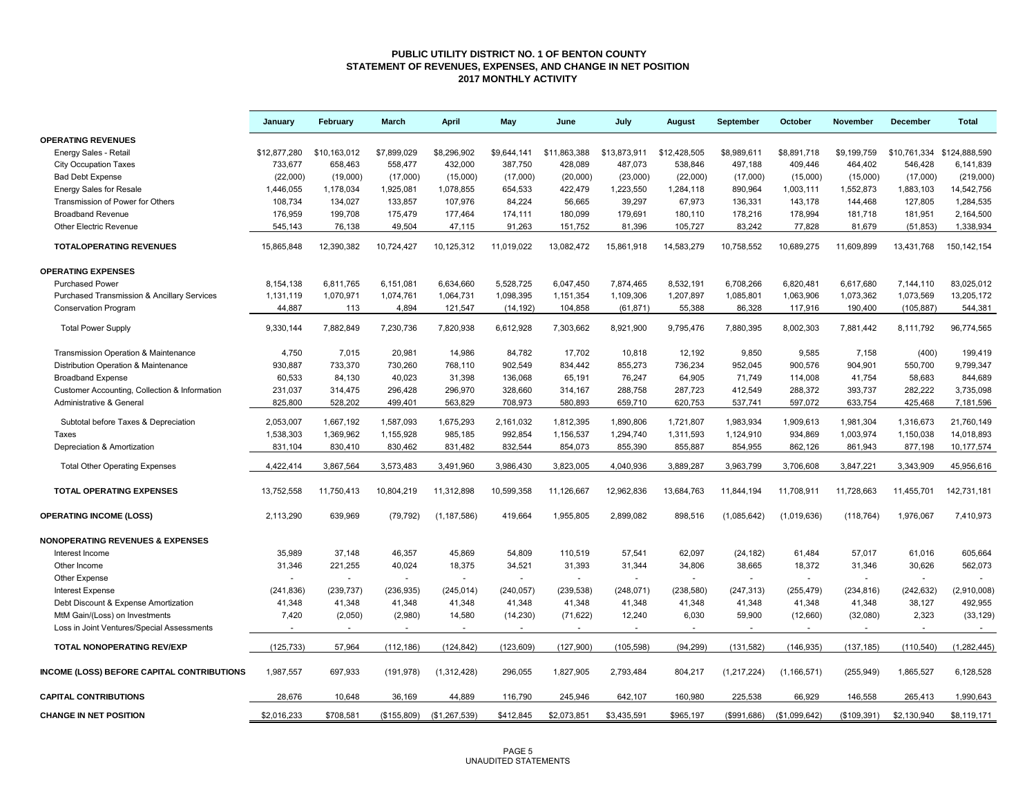## PUBLIC UTILITY DISTRICT NO. 1 OF BENTON COUNTY
## STATEMENT OF REVENUES, EXPENSES, AND CHANGE IN NET POSITION
## 2017 MONTHLY ACTIVITY

| | January | February | March | April | May | June | July | August | September | October | November | December | Total |
|---|---|---|---|---|---|---|---|---|---|---|---|---|---|
| **OPERATING REVENUES** | | | | | | | | | | | | | |
| Energy Sales - Retail | $12,877,280 | $10,163,012 | $7,899,029 | $8,296,902 | $9,644,141 | $11,863,388 | $13,873,911 | $12,428,505 | $8,989,611 | $8,891,718 | $9,199,759 | $10,761,334 | $124,888,590 |
| City Occupation Taxes | 733,677 | 658,463 | 558,477 | 432,000 | 387,750 | 428,089 | 487,073 | 538,846 | 497,188 | 409,446 | 464,402 | 546,428 | 6,141,839 |
| Bad Debt Expense | (22,000) | (19,000) | (17,000) | (15,000) | (17,000) | (20,000) | (23,000) | (22,000) | (17,000) | (15,000) | (15,000) | (17,000) | (219,000) |
| Energy Sales for Resale | 1,446,055 | 1,178,034 | 1,925,081 | 1,078,855 | 654,533 | 422,479 | 1,223,550 | 1,284,118 | 890,964 | 1,003,111 | 1,552,873 | 1,883,103 | 14,542,756 |
| Transmission of Power for Others | 108,734 | 134,027 | 133,857 | 107,976 | 84,224 | 56,665 | 39,297 | 67,973 | 136,331 | 143,178 | 144,468 | 127,805 | 1,284,535 |
| Broadband Revenue | 176,959 | 199,708 | 175,479 | 177,464 | 174,111 | 180,099 | 179,691 | 180,110 | 178,216 | 178,994 | 181,718 | 181,951 | 2,164,500 |
| Other Electric Revenue | 545,143 | 76,138 | 49,504 | 47,115 | 91,263 | 151,752 | 81,396 | 105,727 | 83,242 | 77,828 | 81,679 | (51,853) | 1,338,934 |
| **TOTALOPERATING REVENUES** | 15,865,848 | 12,390,382 | 10,724,427 | 10,125,312 | 11,019,022 | 13,082,472 | 15,861,918 | 14,583,279 | 10,758,552 | 10,689,275 | 11,609,899 | 13,431,768 | 150,142,154 |
| **OPERATING EXPENSES** | | | | | | | | | | | | | |
| Purchased Power | 8,154,138 | 6,811,765 | 6,151,081 | 6,634,660 | 5,528,725 | 6,047,450 | 7,874,465 | 8,532,191 | 6,708,266 | 6,820,481 | 6,617,680 | 7,144,110 | 83,025,012 |
| Purchased Transmission & Ancillary Services | 1,131,119 | 1,070,971 | 1,074,761 | 1,064,731 | 1,098,395 | 1,151,354 | 1,109,306 | 1,207,897 | 1,085,801 | 1,063,906 | 1,073,362 | 1,073,569 | 13,205,172 |
| Conservation Program | 44,887 | 113 | 4,894 | 121,547 | (14,192) | 104,858 | (61,871) | 55,388 | 86,328 | 117,916 | 190,400 | (105,887) | 544,381 |
| Total Power Supply | 9,330,144 | 7,882,849 | 7,230,736 | 7,820,938 | 6,612,928 | 7,303,662 | 8,921,900 | 9,795,476 | 7,880,395 | 8,002,303 | 7,881,442 | 8,111,792 | 96,774,565 |
| Transmission Operation & Maintenance | 4,750 | 7,015 | 20,981 | 14,986 | 84,782 | 17,702 | 10,818 | 12,192 | 9,850 | 9,585 | 7,158 | (400) | 199,419 |
| Distribution Operation & Maintenance | 930,887 | 733,370 | 730,260 | 768,110 | 902,549 | 834,442 | 855,273 | 736,234 | 952,045 | 900,576 | 904,901 | 550,700 | 9,799,347 |
| Broadband Expense | 60,533 | 84,130 | 40,023 | 31,398 | 136,068 | 65,191 | 76,247 | 64,905 | 71,749 | 114,008 | 41,754 | 58,683 | 844,689 |
| Customer Accounting, Collection & Information | 231,037 | 314,475 | 296,428 | 296,970 | 328,660 | 314,167 | 288,758 | 287,723 | 412,549 | 288,372 | 393,737 | 282,222 | 3,735,098 |
| Administrative & General | 825,800 | 528,202 | 499,401 | 563,829 | 708,973 | 580,893 | 659,710 | 620,753 | 537,741 | 597,072 | 633,754 | 425,468 | 7,181,596 |
| Subtotal before Taxes & Depreciation | 2,053,007 | 1,667,192 | 1,587,093 | 1,675,293 | 2,161,032 | 1,812,395 | 1,890,806 | 1,721,807 | 1,983,934 | 1,909,613 | 1,981,304 | 1,316,673 | 21,760,149 |
| Taxes | 1,538,303 | 1,369,962 | 1,155,928 | 985,185 | 992,854 | 1,156,537 | 1,294,740 | 1,311,593 | 1,124,910 | 934,869 | 1,003,974 | 1,150,038 | 14,018,893 |
| Depreciation & Amortization | 831,104 | 830,410 | 830,462 | 831,482 | 832,544 | 854,073 | 855,390 | 855,887 | 854,955 | 862,126 | 861,943 | 877,198 | 10,177,574 |
| Total Other Operating Expenses | 4,422,414 | 3,867,564 | 3,573,483 | 3,491,960 | 3,986,430 | 3,823,005 | 4,040,936 | 3,889,287 | 3,963,799 | 3,706,608 | 3,847,221 | 3,343,909 | 45,956,616 |
| **TOTAL OPERATING EXPENSES** | 13,752,558 | 11,750,413 | 10,804,219 | 11,312,898 | 10,599,358 | 11,126,667 | 12,962,836 | 13,684,763 | 11,844,194 | 11,708,911 | 11,728,663 | 11,455,701 | 142,731,181 |
| **OPERATING INCOME (LOSS)** | 2,113,290 | 639,969 | (79,792) | (1,187,586) | 419,664 | 1,955,805 | 2,899,082 | 898,516 | (1,085,642) | (1,019,636) | (118,764) | 1,976,067 | 7,410,973 |
| **NONOPERATING REVENUES & EXPENSES** | | | | | | | | | | | | | |
| Interest Income | 35,989 | 37,148 | 46,357 | 45,869 | 54,809 | 110,519 | 57,541 | 62,097 | (24,182) | 61,484 | 57,017 | 61,016 | 605,664 |
| Other Income | 31,346 | 221,255 | 40,024 | 18,375 | 34,521 | 31,393 | 31,344 | 34,806 | 38,665 | 18,372 | 31,346 | 30,626 | 562,073 |
| Other Expense | - | - | - | - | - | - | - | - | - | - | - | - | - |
| Interest Expense | (241,836) | (239,737) | (236,935) | (245,014) | (240,057) | (239,538) | (248,071) | (238,580) | (247,313) | (255,479) | (234,816) | (242,632) | (2,910,008) |
| Debt Discount & Expense Amortization | 41,348 | 41,348 | 41,348 | 41,348 | 41,348 | 41,348 | 41,348 | 41,348 | 41,348 | 41,348 | 41,348 | 38,127 | 492,955 |
| MtM Gain/(Loss) on Investments | 7,420 | (2,050) | (2,980) | 14,580 | (14,230) | (71,622) | 12,240 | 6,030 | 59,900 | (12,660) | (32,080) | 2,323 | (33,129) |
| Loss in Joint Ventures/Special Assessments | - | - | - | - | - | - | - | - | - | - | - | - | - |
| **TOTAL NONOPERATING REV/EXP** | (125,733) | 57,964 | (112,186) | (124,842) | (123,609) | (127,900) | (105,598) | (94,299) | (131,582) | (146,935) | (137,185) | (110,540) | (1,282,445) |
| **INCOME (LOSS) BEFORE CAPITAL CONTRIBUTIONS** | 1,987,557 | 697,933 | (191,978) | (1,312,428) | 296,055 | 1,827,905 | 2,793,484 | 804,217 | (1,217,224) | (1,166,571) | (255,949) | 1,865,527 | 6,128,528 |
| **CAPITAL CONTRIBUTIONS** | 28,676 | 10,648 | 36,169 | 44,889 | 116,790 | 245,946 | 642,107 | 160,980 | 225,538 | 66,929 | 146,558 | 265,413 | 1,990,643 |
| **CHANGE IN NET POSITION** | $2,016,233 | $708,581 | ($155,809) | ($1,267,539) | $412,845 | $2,073,851 | $3,435,591 | $965,197 | ($991,686) | ($1,099,642) | ($109,391) | $2,130,940 | $8,119,171 |

UNAUDITED STATEMENTS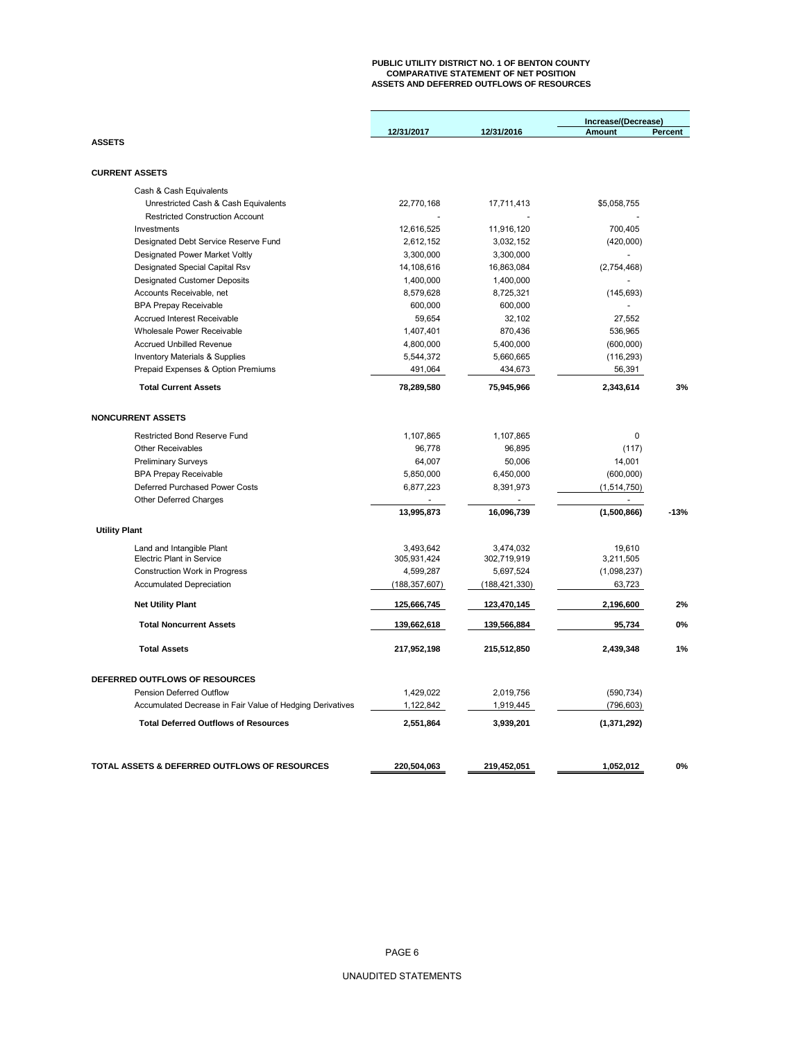**PUBLIC UTILITY DISTRICT NO. 1 OF BENTON COUNTY**
**COMPARATIVE STATEMENT OF NET POSITION**
**ASSETS AND DEFERRED OUTFLOWS OF RESOURCES**

| | 12/31/2017 | 12/31/2016 | Increase/(Decrease) Amount | Percent |
|---|---|---|---|---|
| **ASSETS** | | | | |
| **CURRENT ASSETS** | | | | |
| Cash & Cash Equivalents | | | | |
| Unrestricted Cash & Cash Equivalents | 22,770,168 | 17,711,413 | $5,058,755 | |
| Restricted Construction Account | - | - | - | |
| Investments | 12,616,525 | 11,916,120 | 700,405 | |
| Designated Debt Service Reserve Fund | 2,612,152 | 3,032,152 | (420,000) | |
| Designated Power Market Voltly | 3,300,000 | 3,300,000 | - | |
| Designated Special Capital Rsv | 14,108,616 | 16,863,084 | (2,754,468) | |
| Designated Customer Deposits | 1,400,000 | 1,400,000 | - | |
| Accounts Receivable, net | 8,579,628 | 8,725,321 | (145,693) | |
| BPA Prepay Receivable | 600,000 | 600,000 | - | |
| Accrued Interest Receivable | 59,654 | 32,102 | 27,552 | |
| Wholesale Power Receivable | 1,407,401 | 870,436 | 536,965 | |
| Accrued Unbilled Revenue | 4,800,000 | 5,400,000 | (600,000) | |
| Inventory Materials & Supplies | 5,544,372 | 5,660,665 | (116,293) | |
| Prepaid Expenses & Option Premiums | 491,064 | 434,673 | 56,391 | |
| **Total Current Assets** | **78,289,580** | **75,945,966** | **2,343,614** | **3%** |
| **NONCURRENT ASSETS** | | | | |
| Restricted Bond Reserve Fund | 1,107,865 | 1,107,865 | 0 | |
| Other Receivables | 96,778 | 96,895 | (117) | |
| Preliminary Surveys | 64,007 | 50,006 | 14,001 | |
| BPA Prepay Receivable | 5,850,000 | 6,450,000 | (600,000) | |
| Deferred Purchased Power Costs | 6,877,223 | 8,391,973 | (1,514,750) | |
| Other Deferred Charges | - | - | - | |
| | **13,995,873** | **16,096,739** | **(1,500,866)** | **-13%** |
| **Utility Plant** | | | | |
| Land and Intangible Plant | 3,493,642 | 3,474,032 | 19,610 | |
| Electric Plant in Service | 305,931,424 | 302,719,919 | 3,211,505 | |
| Construction Work in Progress | 4,599,287 | 5,697,524 | (1,098,237) | |
| Accumulated Depreciation | (188,357,607) | (188,421,330) | 63,723 | |
| **Net Utility Plant** | **125,666,745** | **123,470,145** | **2,196,600** | **2%** |
| **Total Noncurrent Assets** | **139,662,618** | **139,566,884** | **95,734** | **0%** |
| **Total Assets** | **217,952,198** | **215,512,850** | **2,439,348** | **1%** |
| **DEFERRED OUTFLOWS OF RESOURCES** | | | | |
| Pension Deferred Outflow | 1,429,022 | 2,019,756 | (590,734) | |
| Accumulated Decrease in Fair Value of Hedging Derivatives | 1,122,842 | 1,919,445 | (796,603) | |
| **Total Deferred Outflows of Resources** | **2,551,864** | **3,939,201** | **(1,371,292)** | |
| **TOTAL ASSETS & DEFERRED OUTFLOWS OF RESOURCES** | **220,504,063** | **219,452,051** | **1,052,012** | **0%** |

UNAUDITED STATEMENTS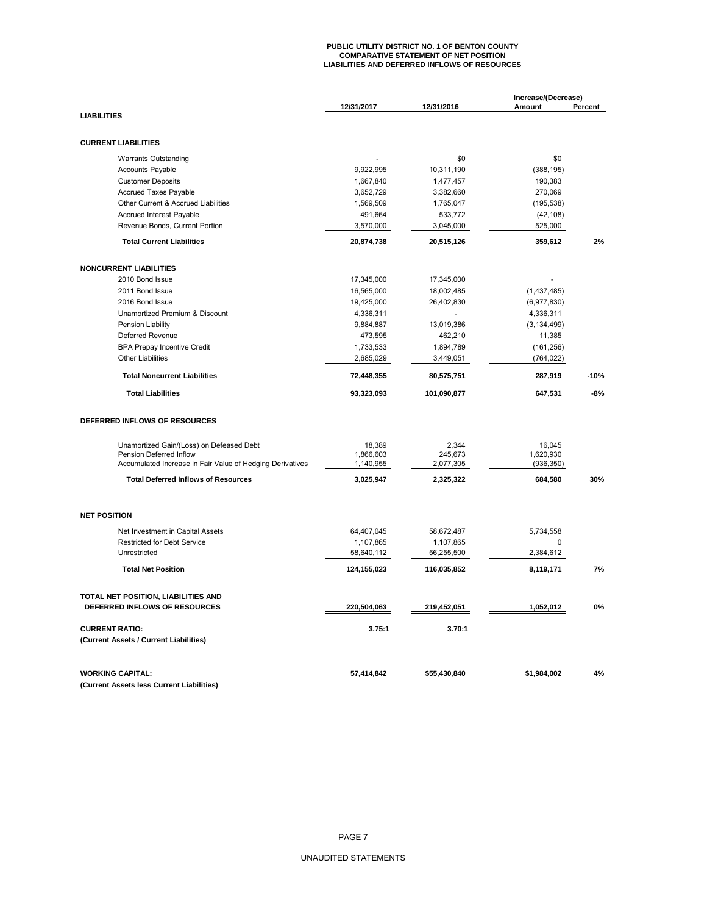**PUBLIC UTILITY DISTRICT NO. 1 OF BENTON COUNTY**
**COMPARATIVE STATEMENT OF NET POSITION**
**LIABILITIES AND DEFERRED INFLOWS OF RESOURCES**

| | 12/31/2017 | 12/31/2016 | Increase/(Decrease) Amount | Percent |
|---|---|---|---|---|
| **LIABILITIES** | | | | |
| **CURRENT LIABILITIES** | | | | |
| Warrants Outstanding | - | $0 | $0 | |
| Accounts Payable | 9,922,995 | 10,311,190 | (388,195) | |
| Customer Deposits | 1,667,840 | 1,477,457 | 190,383 | |
| Accrued Taxes Payable | 3,652,729 | 3,382,660 | 270,069 | |
| Other Current & Accrued Liabilities | 1,569,509 | 1,765,047 | (195,538) | |
| Accrued Interest Payable | 491,664 | 533,772 | (42,108) | |
| Revenue Bonds, Current Portion | 3,570,000 | 3,045,000 | 525,000 | |
| **Total Current Liabilities** | **20,874,738** | **20,515,126** | **359,612** | **2%** |
| **NONCURRENT LIABILITIES** | | | | |
| 2010 Bond Issue | 17,345,000 | 17,345,000 | - | |
| 2011 Bond Issue | 16,565,000 | 18,002,485 | (1,437,485) | |
| 2016 Bond Issue | 19,425,000 | 26,402,830 | (6,977,830) | |
| Unamortized Premium & Discount | 4,336,311 | - | 4,336,311 | |
| Pension Liability | 9,884,887 | 13,019,386 | (3,134,499) | |
| Deferred Revenue | 473,595 | 462,210 | 11,385 | |
| BPA Prepay Incentive Credit | 1,733,533 | 1,894,789 | (161,256) | |
| Other Liabilities | 2,685,029 | 3,449,051 | (764,022) | |
| **Total Noncurrent Liabilities** | **72,448,355** | **80,575,751** | **287,919** | **-10%** |
| **Total Liabilities** | **93,323,093** | **101,090,877** | **647,531** | **-8%** |
| **DEFERRED INFLOWS OF RESOURCES** | | | | |
| Unamortized Gain/(Loss) on Defeased Debt | 18,389 | 2,344 | 16,045 | |
| Pension Deferred Inflow | 1,866,603 | 245,673 | 1,620,930 | |
| Accumulated Increase in Fair Value of Hedging Derivatives | 1,140,955 | 2,077,305 | (936,350) | |
| **Total Deferred Inflows of Resources** | **3,025,947** | **2,325,322** | **684,580** | **30%** |
| **NET POSITION** | | | | |
| Net Investment in Capital Assets | 64,407,045 | 58,672,487 | 5,734,558 | |
| Restricted for Debt Service | 1,107,865 | 1,107,865 | 0 | |
| Unrestricted | 58,640,112 | 56,255,500 | 2,384,612 | |
| **Total Net Position** | **124,155,023** | **116,035,852** | **8,119,171** | **7%** |
| **TOTAL NET POSITION, LIABILITIES AND DEFERRED INFLOWS OF RESOURCES** | **220,504,063** | **219,452,051** | **1,052,012** | **0%** |
| **CURRENT RATIO:** (Current Assets / Current Liabilities) | **3.75:1** | **3.70:1** | | |
| **WORKING CAPITAL:** (Current Assets less Current Liabilities) | **57,414,842** | **$55,430,840** | **$1,984,002** | **4%** |

UNAUDITED STATEMENTS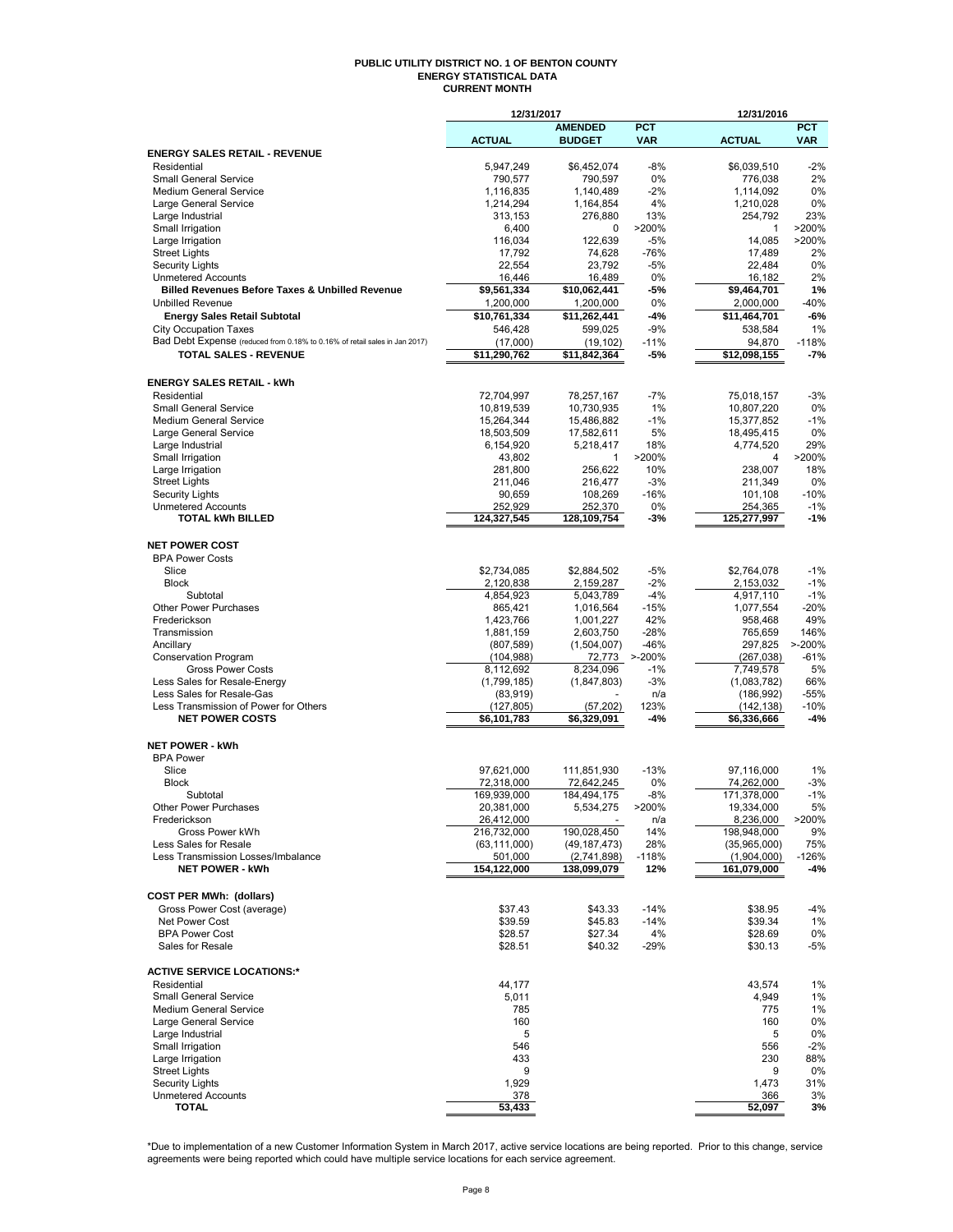# PUBLIC UTILITY DISTRICT NO. 1 OF BENTON COUNTY
## ENERGY STATISTICAL DATA
### CURRENT MONTH

| | 12/31/2017 | | | 12/31/2016 | |
|---|---|---|---|---|---|
| | ACTUAL | AMENDED BUDGET | PCT VAR | ACTUAL | PCT VAR |
| **ENERGY SALES RETAIL - REVENUE** | | | | | |
| Residential | 5,947,249 | $6,452,074 | -8% | $6,039,510 | -2% |
| Small General Service | 790,577 | 790,597 | 0% | 776,038 | 2% |
| Medium General Service | 1,116,835 | 1,140,489 | -2% | 1,114,092 | 0% |
| Large General Service | 1,214,294 | 1,164,854 | 4% | 1,210,028 | 0% |
| Large Industrial | 313,153 | 276,880 | 13% | 254,792 | 23% |
| Small Irrigation | 6,400 | 0 | >200% | 1 | >200% |
| Large Irrigation | 116,034 | 122,639 | -5% | 14,085 | >200% |
| Street Lights | 17,792 | 74,628 | -76% | 17,489 | 2% |
| Security Lights | 22,554 | 23,792 | -5% | 22,484 | 0% |
| Unmetered Accounts | 16,446 | 16,489 | 0% | 16,182 | 2% |
| **Billed Revenues Before Taxes & Unbilled Revenue** | **$9,561,334** | **$10,062,441** | **-5%** | **$9,464,701** | **1%** |
| Unbilled Revenue | 1,200,000 | 1,200,000 | 0% | 2,000,000 | -40% |
| **Energy Sales Retail Subtotal** | **$10,761,334** | **$11,262,441** | **-4%** | **$11,464,701** | **-6%** |
| City Occupation Taxes | 546,428 | 599,025 | -9% | 538,584 | 1% |
| Bad Debt Expense (reduced from 0.18% to 0.16% of retail sales in Jan 2017) | (17,000) | (19,102) | -11% | 94,870 | -118% |
| **TOTAL SALES - REVENUE** | **$11,290,762** | **$11,842,364** | **-5%** | **$12,098,155** | **-7%** |
| | | | | | |
| **ENERGY SALES RETAIL - kWh** | | | | | |
| Residential | 72,704,997 | 78,257,167 | -7% | 75,018,157 | -3% |
| Small General Service | 10,819,539 | 10,730,935 | 1% | 10,807,220 | 0% |
| Medium General Service | 15,264,344 | 15,486,882 | -1% | 15,377,852 | -1% |
| Large General Service | 18,503,509 | 17,582,611 | 5% | 18,495,415 | 0% |
| Large Industrial | 6,154,920 | 5,218,417 | 18% | 4,774,520 | 29% |
| Small Irrigation | 43,802 | 1 | >200% | 4 | >200% |
| Large Irrigation | 281,800 | 256,622 | 10% | 238,007 | 18% |
| Street Lights | 211,046 | 216,477 | -3% | 211,349 | 0% |
| Security Lights | 90,659 | 108,269 | -16% | 101,108 | -10% |
| Unmetered Accounts | 252,929 | 252,370 | 0% | 254,365 | -1% |
| **TOTAL kWh BILLED** | **124,327,545** | **128,109,754** | **-3%** | **125,277,997** | **-1%** |
| | | | | | |
| **NET POWER COST** | | | | | |
| BPA Power Costs | | | | | |
| Slice | $2,734,085 | $2,884,502 | -5% | $2,764,078 | -1% |
| Block | 2,120,838 | 2,159,287 | -2% | 2,153,032 | -1% |
| Subtotal | 4,854,923 | 5,043,789 | -4% | 4,917,110 | -1% |
| Other Power Purchases | 865,421 | 1,016,564 | -15% | 1,077,554 | -20% |
| Frederickson | 1,423,766 | 1,001,227 | 42% | 958,468 | 49% |
| Transmission | 1,881,159 | 2,603,750 | -28% | 765,659 | 146% |
| Ancillary | (807,589) | (1,504,007) | -46% | 297,825 | >-200% |
| Conservation Program | (104,988) | 72,773 | >-200% | (267,038) | -61% |
| Gross Power Costs | 8,112,692 | 8,234,096 | -1% | 7,749,578 | 5% |
| Less Sales for Resale-Energy | (1,799,185) | (1,847,803) | -3% | (1,083,782) | 66% |
| Less Sales for Resale-Gas | (83,919) | - | n/a | (186,992) | -55% |
| Less Transmission of Power for Others | (127,805) | (57,202) | 123% | (142,138) | -10% |
| **NET POWER COSTS** | **$6,101,783** | **$6,329,091** | **-4%** | **$6,336,666** | **-4%** |
| | | | | | |
| **NET POWER - kWh** | | | | | |
| BPA Power | | | | | |
| Slice | 97,621,000 | 111,851,930 | -13% | 97,116,000 | 1% |
| Block | 72,318,000 | 72,642,245 | 0% | 74,262,000 | -3% |
| Subtotal | 169,939,000 | 184,494,175 | -8% | 171,378,000 | -1% |
| Other Power Purchases | 20,381,000 | 5,534,275 | >200% | 19,334,000 | 5% |
| Frederickson | 26,412,000 | - | n/a | 8,236,000 | >200% |
| Gross Power kWh | 216,732,000 | 190,028,450 | 14% | 198,948,000 | 9% |
| Less Sales for Resale | (63,111,000) | (49,187,473) | 28% | (35,965,000) | 75% |
| Less Transmission Losses/Imbalance | 501,000 | (2,741,898) | -118% | (1,904,000) | -126% |
| **NET POWER - kWh** | **154,122,000** | **138,099,079** | **12%** | **161,079,000** | **-4%** |
| | | | | | |
| **COST PER MWh: (dollars)** | | | | | |
| Gross Power Cost (average) | $37.43 | $43.33 | -14% | $38.95 | -4% |
| Net Power Cost | $39.59 | $45.83 | -14% | $39.34 | 1% |
| BPA Power Cost | $28.57 | $27.34 | 4% | $28.69 | 0% |
| Sales for Resale | $28.51 | $40.32 | -29% | $30.13 | -5% |
| | | | | | |
| **ACTIVE SERVICE LOCATIONS:*** | | | | | |
| Residential | 44,177 | | | 43,574 | 1% |
| Small General Service | 5,011 | | | 4,949 | 1% |
| Medium General Service | 785 | | | 775 | 1% |
| Large General Service | 160 | | | 160 | 0% |
| Large Industrial | 5 | | | 5 | 0% |
| Small Irrigation | 546 | | | 556 | -2% |
| Large Irrigation | 433 | | | 230 | 88% |
| Street Lights | 9 | | | 9 | 0% |
| Security Lights | 1,929 | | | 1,473 | 31% |
| Unmetered Accounts | 378 | | | 366 | 3% |
| **TOTAL** | **53,433** | | | **52,097** | **3%** |

*Due to implementation of a new Customer Information System in March 2017, active service locations are being reported. Prior to this change, service agreements were being reported which could have multiple service locations for each service agreement.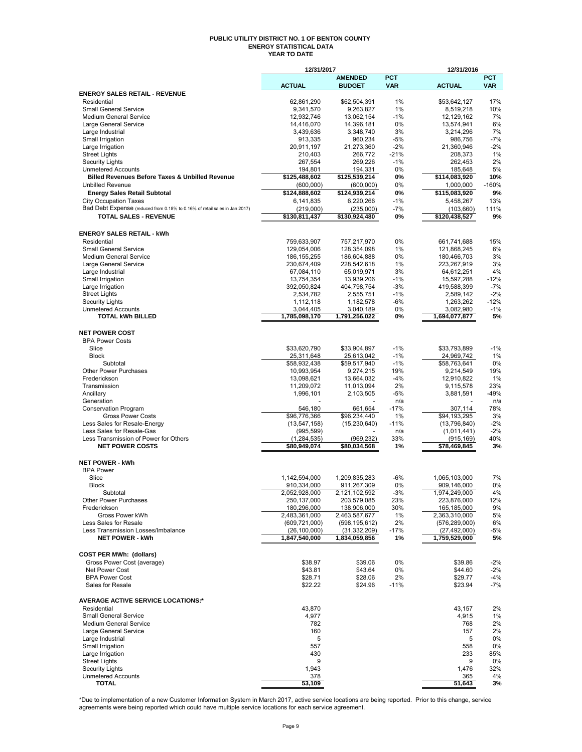**PUBLIC UTILITY DISTRICT NO. 1 OF BENTON COUNTY**
**ENERGY STATISTICAL DATA**
**YEAR TO DATE**

| | 12/31/2017 | | | 12/31/2016 | |
|---|---|---|---|---|---|
| | **ACTUAL** | **AMENDED BUDGET** | **PCT VAR** | **ACTUAL** | **PCT VAR** |
| **ENERGY SALES RETAIL - REVENUE** | | | | | |
| Residential | 62,861,290 | $62,504,391 | 1% | $53,642,127 | 17% |
| Small General Service | 9,341,570 | 9,263,827 | 1% | 8,519,218 | 10% |
| Medium General Service | 12,932,746 | 13,062,154 | -1% | 12,129,162 | 7% |
| Large General Service | 14,416,070 | 14,396,181 | 0% | 13,574,941 | 6% |
| Large Industrial | 3,439,636 | 3,348,740 | 3% | 3,214,296 | 7% |
| Small Irrigation | 913,335 | 960,234 | -5% | 986,756 | -7% |
| Large Irrigation | 20,911,197 | 21,273,360 | -2% | 21,360,946 | -2% |
| Street Lights | 210,403 | 266,772 | -21% | 208,373 | 1% |
| Security Lights | 267,554 | 269,226 | -1% | 262,453 | 2% |
| Unmetered Accounts | 194,801 | 194,331 | 0% | 185,648 | 5% |
| **Billed Revenues Before Taxes & Unbilled Revenue** | **$125,488,602** | **$125,539,214** | **0%** | **$114,083,920** | **10%** |
| Unbilled Revenue | (600,000) | (600,000) | 0% | 1,000,000 | -160% |
| **Energy Sales Retail Subtotal** | **$124,888,602** | **$124,939,214** | **0%** | **$115,083,920** | **9%** |
| City Occupation Taxes | 6,141,835 | 6,220,266 | -1% | 5,458,267 | 13% |
| Bad Debt Expense (reduced from 0.18% to 0.16% of retail sales in Jan 2017) | (219,000) | (235,000) | -7% | (103,660) | 111% |
| **TOTAL SALES - REVENUE** | **$130,811,437** | **$130,924,480** | **0%** | **$120,438,527** | **9%** |
| | | | | | |
| **ENERGY SALES RETAIL - kWh** | | | | | |
| Residential | 759,633,907 | 757,217,970 | 0% | 661,741,688 | 15% |
| Small General Service | 129,054,006 | 128,354,098 | 1% | 121,868,245 | 6% |
| Medium General Service | 186,155,255 | 186,604,888 | 0% | 180,466,703 | 3% |
| Large General Service | 230,674,409 | 228,542,618 | 1% | 223,267,919 | 3% |
| Large Industrial | 67,084,110 | 65,019,971 | 3% | 64,612,251 | 4% |
| Small Irrigation | 13,754,354 | 13,939,206 | -1% | 15,597,288 | -12% |
| Large Irrigation | 392,050,824 | 404,798,754 | -3% | 419,588,399 | -7% |
| Street Lights | 2,534,782 | 2,555,751 | -1% | 2,589,142 | -2% |
| Security Lights | 1,112,118 | 1,182,578 | -6% | 1,263,262 | -12% |
| Unmetered Accounts | 3,044,405 | 3,040,189 | 0% | 3,082,980 | -1% |
| **TOTAL kWh BILLED** | **1,785,098,170** | **1,791,256,022** | **0%** | **1,694,077,877** | **5%** |
| | | | | | |
| **NET POWER COST** | | | | | |
| BPA Power Costs | | | | | |
| Slice | $33,620,790 | $33,904,897 | -1% | $33,793,899 | -1% |
| Block | 25,311,648 | 25,613,042 | -1% | 24,969,742 | 1% |
| Subtotal | $58,932,438 | $59,517,940 | -1% | $58,763,641 | 0% |
| Other Power Purchases | 10,993,954 | 9,274,215 | 19% | 9,214,549 | 19% |
| Frederickson | 13,098,621 | 13,664,032 | -4% | 12,910,822 | 1% |
| Transmission | 11,209,072 | 11,013,094 | 2% | 9,115,578 | 23% |
| Ancillary | 1,996,101 | 2,103,505 | -5% | 3,881,591 | -49% |
| Generation | - | - | n/a | - | n/a |
| Conservation Program | 546,180 | 661,654 | -17% | 307,114 | 78% |
| Gross Power Costs | $96,776,366 | $96,234,440 | 1% | $94,193,295 | 3% |
| Less Sales for Resale-Energy | (13,547,158) | (15,230,640) | -11% | (13,796,840) | -2% |
| Less Sales for Resale-Gas | (995,599) | - | n/a | (1,011,441) | -2% |
| Less Transmission of Power for Others | (1,284,535) | (969,232) | 33% | (915,169) | 40% |
| **NET POWER COSTS** | **$80,949,074** | **$80,034,568** | **1%** | **$78,469,845** | **3%** |
| | | | | | |
| **NET POWER - kWh** | | | | | |
| BPA Power | | | | | |
| Slice | 1,142,594,000 | 1,209,835,283 | -6% | 1,065,103,000 | 7% |
| Block | 910,334,000 | 911,267,309 | 0% | 909,146,000 | 0% |
| Subtotal | 2,052,928,000 | 2,121,102,592 | -3% | 1,974,249,000 | 4% |
| Other Power Purchases | 250,137,000 | 203,579,085 | 23% | 223,876,000 | 12% |
| Frederickson | 180,296,000 | 138,906,000 | 30% | 165,185,000 | 9% |
| Gross Power kWh | 2,483,361,000 | 2,463,587,677 | 1% | 2,363,310,000 | 5% |
| Less Sales for Resale | (609,721,000) | (598,195,612) | 2% | (576,289,000) | 6% |
| Less Transmission Losses/Imbalance | (26,100,000) | (31,332,209) | -17% | (27,492,000) | -5% |
| **NET POWER - kWh** | **1,847,540,000** | **1,834,059,856** | **1%** | **1,759,529,000** | **5%** |
| | | | | | |
| **COST PER MWh: (dollars)** | | | | | |
| Gross Power Cost (average) | $38.97 | $39.06 | 0% | $39.86 | -2% |
| Net Power Cost | $43.81 | $43.64 | 0% | $44.60 | -2% |
| BPA Power Cost | $28.71 | $28.06 | 2% | $29.77 | -4% |
| Sales for Resale | $22.22 | $24.96 | -11% | $23.94 | -7% |
| | | | | | |
| **AVERAGE ACTIVE SERVICE LOCATIONS:*** | | | | | |
| Residential | 43,870 | | | 43,157 | 2% |
| Small General Service | 4,977 | | | 4,915 | 1% |
| Medium General Service | 782 | | | 768 | 2% |
| Large General Service | 160 | | | 157 | 2% |
| Large Industrial | 5 | | | 5 | 0% |
| Small Irrigation | 557 | | | 558 | 0% |
| Large Irrigation | 430 | | | 233 | 85% |
| Street Lights | 9 | | | 9 | 0% |
| Security Lights | 1,943 | | | 1,476 | 32% |
| Unmetered Accounts | 378 | | | 365 | 4% |
| **TOTAL** | **53,109** | | | **51,643** | **3%** |

*Due to implementation of a new Customer Information System in March 2017, active service locations are being reported. Prior to this change, service agreements were being reported which could have multiple service locations for each service agreement.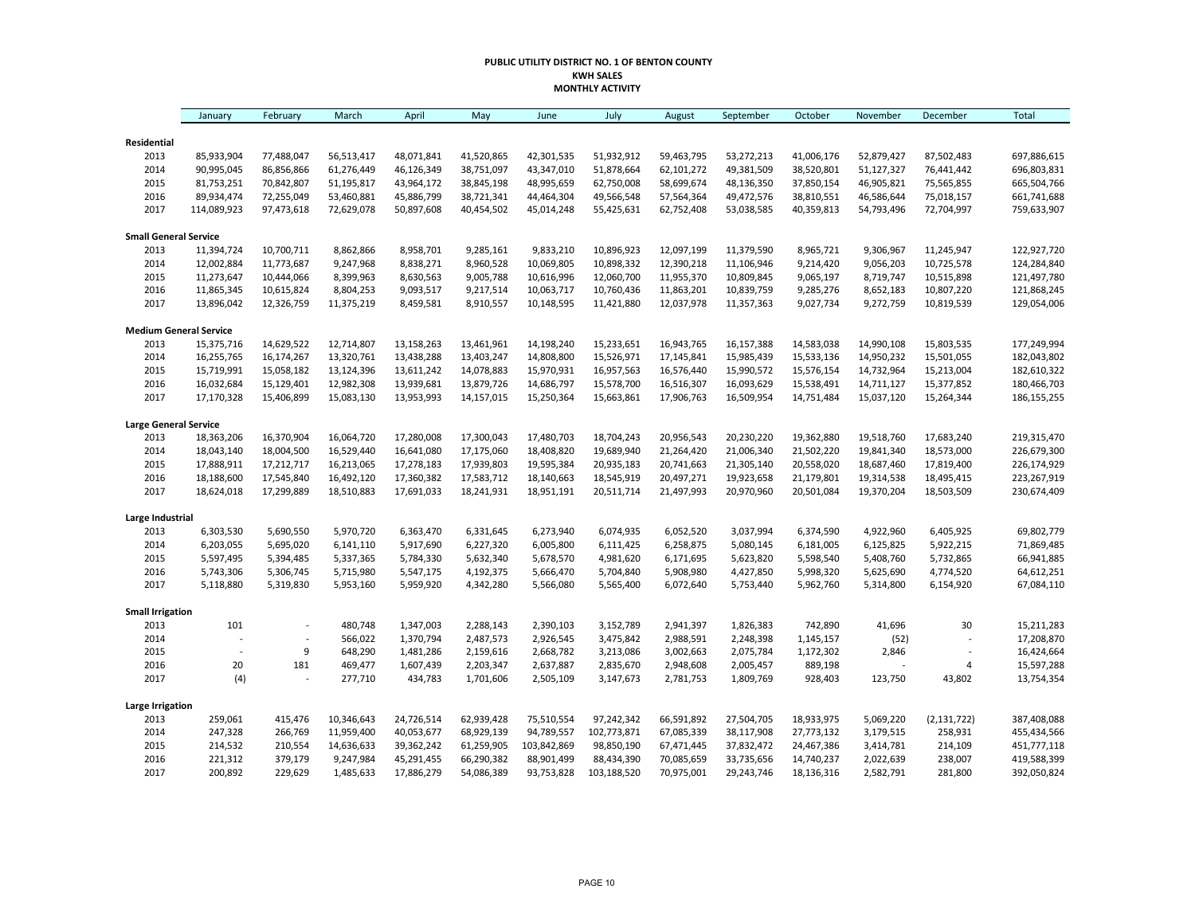**PUBLIC UTILITY DISTRICT NO. 1 OF BENTON COUNTY**
**KWH SALES**
**MONTHLY ACTIVITY**

| | January | February | March | April | May | June | July | August | September | October | November | December | Total |
|---|---|---|---|---|---|---|---|---|---|---|---|---|---|
| **Residential** | | | | | | | | | | | | | |
| 2013 | 85,933,904 | 77,488,047 | 56,513,417 | 48,071,841 | 41,520,865 | 42,301,535 | 51,932,912 | 59,463,795 | 53,272,213 | 41,006,176 | 52,879,427 | 87,502,483 | 697,886,615 |
| 2014 | 90,995,045 | 86,856,866 | 61,276,449 | 46,126,349 | 38,751,097 | 43,347,010 | 51,878,664 | 62,101,272 | 49,381,509 | 38,520,801 | 51,127,327 | 76,441,442 | 696,803,831 |
| 2015 | 81,753,251 | 70,842,807 | 51,195,817 | 43,964,172 | 38,845,198 | 48,995,659 | 62,750,008 | 58,699,674 | 48,136,350 | 37,850,154 | 46,905,821 | 75,565,855 | 665,504,766 |
| 2016 | 89,934,474 | 72,255,049 | 53,460,881 | 45,886,799 | 38,721,341 | 44,464,304 | 49,566,548 | 57,564,364 | 49,472,576 | 38,810,551 | 46,586,644 | 75,018,157 | 661,741,688 |
| 2017 | 114,089,923 | 97,473,618 | 72,629,078 | 50,897,608 | 40,454,502 | 45,014,248 | 55,425,631 | 62,752,408 | 53,038,585 | 40,359,813 | 54,793,496 | 72,704,997 | 759,633,907 |
| **Small General Service** | | | | | | | | | | | | | |
| 2013 | 11,394,724 | 10,700,711 | 8,862,866 | 8,958,701 | 9,285,161 | 9,833,210 | 10,896,923 | 12,097,199 | 11,379,590 | 8,965,721 | 9,306,967 | 11,245,947 | 122,927,720 |
| 2014 | 12,002,884 | 11,773,687 | 9,247,968 | 8,838,271 | 8,960,528 | 10,069,805 | 10,898,332 | 12,390,218 | 11,106,946 | 9,214,420 | 9,056,203 | 10,725,578 | 124,284,840 |
| 2015 | 11,273,647 | 10,444,066 | 8,399,963 | 8,630,563 | 9,005,788 | 10,616,996 | 12,060,700 | 11,955,370 | 10,809,845 | 9,065,197 | 8,719,747 | 10,515,898 | 121,497,780 |
| 2016 | 11,865,345 | 10,615,824 | 8,804,253 | 9,093,517 | 9,217,514 | 10,063,717 | 10,760,436 | 11,863,201 | 10,839,759 | 9,285,276 | 8,652,183 | 10,807,220 | 121,868,245 |
| 2017 | 13,896,042 | 12,326,759 | 11,375,219 | 8,459,581 | 8,910,557 | 10,148,595 | 11,421,880 | 12,037,978 | 11,357,363 | 9,027,734 | 9,272,759 | 10,819,539 | 129,054,006 |
| **Medium General Service** | | | | | | | | | | | | | |
| 2013 | 15,375,716 | 14,629,522 | 12,714,807 | 13,158,263 | 13,461,961 | 14,198,240 | 15,233,651 | 16,943,765 | 16,157,388 | 14,583,038 | 14,990,108 | 15,803,535 | 177,249,994 |
| 2014 | 16,255,765 | 16,174,267 | 13,320,761 | 13,438,288 | 13,403,247 | 14,808,800 | 15,526,971 | 17,145,841 | 15,985,439 | 15,533,136 | 14,950,232 | 15,501,055 | 182,043,802 |
| 2015 | 15,719,991 | 15,058,182 | 13,124,396 | 13,611,242 | 14,078,883 | 15,970,931 | 16,957,563 | 16,576,440 | 15,990,572 | 15,576,154 | 14,732,964 | 15,213,004 | 182,610,322 |
| 2016 | 16,032,684 | 15,129,401 | 12,982,308 | 13,939,681 | 13,879,726 | 14,686,797 | 15,578,700 | 16,516,307 | 16,093,629 | 15,538,491 | 14,711,127 | 15,377,852 | 180,466,703 |
| 2017 | 17,170,328 | 15,406,899 | 15,083,130 | 13,953,993 | 14,157,015 | 15,250,364 | 15,663,861 | 17,906,763 | 16,509,954 | 14,751,484 | 15,037,120 | 15,264,344 | 186,155,255 |
| **Large General Service** | | | | | | | | | | | | | |
| 2013 | 18,363,206 | 16,370,904 | 16,064,720 | 17,280,008 | 17,300,043 | 17,480,703 | 18,704,243 | 20,956,543 | 20,230,220 | 19,362,880 | 19,518,760 | 17,683,240 | 219,315,470 |
| 2014 | 18,043,140 | 18,004,500 | 16,529,440 | 16,641,080 | 17,175,060 | 18,408,820 | 19,689,940 | 21,264,420 | 21,006,340 | 21,502,220 | 19,841,340 | 18,573,000 | 226,679,300 |
| 2015 | 17,888,911 | 17,212,717 | 16,213,065 | 17,278,183 | 17,939,803 | 19,595,384 | 20,935,183 | 20,741,663 | 21,305,140 | 20,558,020 | 18,687,460 | 17,819,400 | 226,174,929 |
| 2016 | 18,188,600 | 17,545,840 | 16,492,120 | 17,360,382 | 17,583,712 | 18,140,663 | 18,545,919 | 20,497,271 | 19,923,658 | 21,179,801 | 19,314,538 | 18,495,415 | 223,267,919 |
| 2017 | 18,624,018 | 17,299,889 | 18,510,883 | 17,691,033 | 18,241,931 | 18,951,191 | 20,511,714 | 21,497,993 | 20,970,960 | 20,501,084 | 19,370,204 | 18,503,509 | 230,674,409 |
| **Large Industrial** | | | | | | | | | | | | | |
| 2013 | 6,303,530 | 5,690,550 | 5,970,720 | 6,363,470 | 6,331,645 | 6,273,940 | 6,074,935 | 6,052,520 | 3,037,994 | 6,374,590 | 4,922,960 | 6,405,925 | 69,802,779 |
| 2014 | 6,203,055 | 5,695,020 | 6,141,110 | 5,917,690 | 6,227,320 | 6,005,800 | 6,111,425 | 6,258,875 | 5,080,145 | 6,181,005 | 6,125,825 | 5,922,215 | 71,869,485 |
| 2015 | 5,597,495 | 5,394,485 | 5,337,365 | 5,784,330 | 5,632,340 | 5,678,570 | 4,981,620 | 6,171,695 | 5,623,820 | 5,598,540 | 5,408,760 | 5,732,865 | 66,941,885 |
| 2016 | 5,743,306 | 5,306,745 | 5,715,980 | 5,547,175 | 4,192,375 | 5,666,470 | 5,704,840 | 5,908,980 | 4,427,850 | 5,998,320 | 5,625,690 | 4,774,520 | 64,612,251 |
| 2017 | 5,118,880 | 5,319,830 | 5,953,160 | 5,959,920 | 4,342,280 | 5,566,080 | 5,565,400 | 6,072,640 | 5,753,440 | 5,962,760 | 5,314,800 | 6,154,920 | 67,084,110 |
| **Small Irrigation** | | | | | | | | | | | | | |
| 2013 | 101 | - | 480,748 | 1,347,003 | 2,288,143 | 2,390,103 | 3,152,789 | 2,941,397 | 1,826,383 | 742,890 | 41,696 | 30 | 15,211,283 |
| 2014 | - | - | 566,022 | 1,370,794 | 2,487,573 | 2,926,545 | 3,475,842 | 2,988,591 | 2,248,398 | 1,145,157 | (52) | - | 17,208,870 |
| 2015 | - | 9 | 648,290 | 1,481,286 | 2,159,616 | 2,668,782 | 3,213,086 | 3,002,663 | 2,075,784 | 1,172,302 | 2,846 | - | 16,424,664 |
| 2016 | 20 | 181 | 469,477 | 1,607,439 | 2,203,347 | 2,637,887 | 2,835,670 | 2,948,608 | 2,005,457 | 889,198 | - | 4 | 15,597,288 |
| 2017 | (4) | - | 277,710 | 434,783 | 1,701,606 | 2,505,109 | 3,147,673 | 2,781,753 | 1,809,769 | 928,403 | 123,750 | 43,802 | 13,754,354 |
| **Large Irrigation** | | | | | | | | | | | | | |
| 2013 | 259,061 | 415,476 | 10,346,643 | 24,726,514 | 62,939,428 | 75,510,554 | 97,242,342 | 66,591,892 | 27,504,705 | 18,933,975 | 5,069,220 | (2,131,722) | 387,408,088 |
| 2014 | 247,328 | 266,769 | 11,959,400 | 40,053,677 | 68,929,139 | 94,789,557 | 102,773,871 | 67,085,339 | 38,117,908 | 27,773,132 | 3,179,515 | 258,931 | 455,434,566 |
| 2015 | 214,532 | 210,554 | 14,636,633 | 39,362,242 | 61,259,905 | 103,842,869 | 98,850,190 | 67,471,445 | 37,832,472 | 24,467,386 | 3,414,781 | 214,109 | 451,777,118 |
| 2016 | 221,312 | 379,179 | 9,247,984 | 45,291,455 | 66,290,382 | 88,901,499 | 88,434,390 | 70,085,659 | 33,735,656 | 14,740,237 | 2,022,639 | 238,007 | 419,588,399 |
| 2017 | 200,892 | 229,629 | 1,485,633 | 17,886,279 | 54,086,389 | 93,753,828 | 103,188,520 | 70,975,001 | 29,243,746 | 18,136,316 | 2,582,791 | 281,800 | 392,050,824 |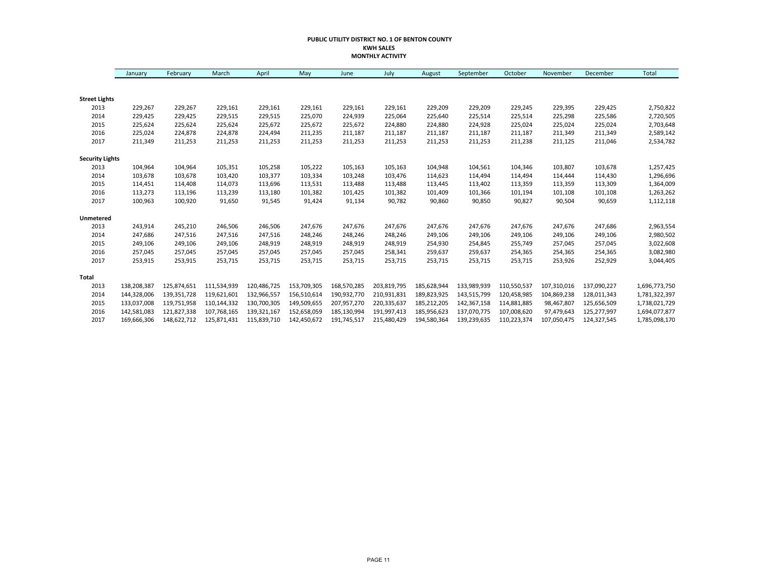**PUBLIC UTILITY DISTRICT NO. 1 OF BENTON COUNTY**
**KWH SALES**
**MONTHLY ACTIVITY**

| | January | February | March | April | May | June | July | August | September | October | November | December | Total |
|---|---|---|---|---|---|---|---|---|---|---|---|---|---|
| **Street Lights** | | | | | | | | | | | | | |
| 2013 | 229,267 | 229,267 | 229,161 | 229,161 | 229,161 | 229,161 | 229,161 | 229,209 | 229,209 | 229,245 | 229,395 | 229,425 | 2,750,822 |
| 2014 | 229,425 | 229,425 | 229,515 | 229,515 | 225,070 | 224,939 | 225,064 | 225,640 | 225,514 | 225,514 | 225,298 | 225,586 | 2,720,505 |
| 2015 | 225,624 | 225,624 | 225,624 | 225,672 | 225,672 | 225,672 | 224,880 | 224,880 | 224,928 | 225,024 | 225,024 | 225,024 | 2,703,648 |
| 2016 | 225,024 | 224,878 | 224,878 | 224,494 | 211,235 | 211,187 | 211,187 | 211,187 | 211,187 | 211,187 | 211,349 | 211,349 | 2,589,142 |
| 2017 | 211,349 | 211,253 | 211,253 | 211,253 | 211,253 | 211,253 | 211,253 | 211,253 | 211,253 | 211,238 | 211,125 | 211,046 | 2,534,782 |
| **Security Lights** | | | | | | | | | | | | | |
| 2013 | 104,964 | 104,964 | 105,351 | 105,258 | 105,222 | 105,163 | 105,163 | 104,948 | 104,561 | 104,346 | 103,807 | 103,678 | 1,257,425 |
| 2014 | 103,678 | 103,678 | 103,420 | 103,377 | 103,334 | 103,248 | 103,476 | 114,623 | 114,494 | 114,494 | 114,444 | 114,430 | 1,296,696 |
| 2015 | 114,451 | 114,408 | 114,073 | 113,696 | 113,531 | 113,488 | 113,488 | 113,445 | 113,402 | 113,359 | 113,359 | 113,309 | 1,364,009 |
| 2016 | 113,273 | 113,196 | 113,239 | 113,180 | 101,382 | 101,425 | 101,382 | 101,409 | 101,366 | 101,194 | 101,108 | 101,108 | 1,263,262 |
| 2017 | 100,963 | 100,920 | 91,650 | 91,545 | 91,424 | 91,134 | 90,782 | 90,860 | 90,850 | 90,827 | 90,504 | 90,659 | 1,112,118 |
| **Unmetered** | | | | | | | | | | | | | |
| 2013 | 243,914 | 245,210 | 246,506 | 246,506 | 247,676 | 247,676 | 247,676 | 247,676 | 247,676 | 247,676 | 247,676 | 247,686 | 2,963,554 |
| 2014 | 247,686 | 247,516 | 247,516 | 247,516 | 248,246 | 248,246 | 248,246 | 249,106 | 249,106 | 249,106 | 249,106 | 249,106 | 2,980,502 |
| 2015 | 249,106 | 249,106 | 249,106 | 248,919 | 248,919 | 248,919 | 248,919 | 254,930 | 254,845 | 255,749 | 257,045 | 257,045 | 3,022,608 |
| 2016 | 257,045 | 257,045 | 257,045 | 257,045 | 257,045 | 257,045 | 258,341 | 259,637 | 259,637 | 254,365 | 254,365 | 254,365 | 3,082,980 |
| 2017 | 253,915 | 253,915 | 253,715 | 253,715 | 253,715 | 253,715 | 253,715 | 253,715 | 253,715 | 253,715 | 253,926 | 252,929 | 3,044,405 |
| **Total** | | | | | | | | | | | | | |
| 2013 | 138,208,387 | 125,874,651 | 111,534,939 | 120,486,725 | 153,709,305 | 168,570,285 | 203,819,795 | 185,628,944 | 133,989,939 | 110,550,537 | 107,310,016 | 137,090,227 | 1,696,773,750 |
| 2014 | 144,328,006 | 139,351,728 | 119,621,601 | 132,966,557 | 156,510,614 | 190,932,770 | 210,931,831 | 189,823,925 | 143,515,799 | 120,458,985 | 104,869,238 | 128,011,343 | 1,781,322,397 |
| 2015 | 133,037,008 | 119,751,958 | 110,144,332 | 130,700,305 | 149,509,655 | 207,957,270 | 220,335,637 | 185,212,205 | 142,367,158 | 114,881,885 | 98,467,807 | 125,656,509 | 1,738,021,729 |
| 2016 | 142,581,083 | 121,827,338 | 107,768,165 | 139,321,167 | 152,658,059 | 185,130,994 | 191,997,413 | 185,956,623 | 137,070,775 | 107,008,620 | 97,479,643 | 125,277,997 | 1,694,077,877 |
| 2017 | 169,666,306 | 148,622,712 | 125,871,431 | 115,839,710 | 142,450,672 | 191,745,517 | 215,480,429 | 194,580,364 | 139,239,635 | 110,223,374 | 107,050,475 | 124,327,545 | 1,785,098,170 |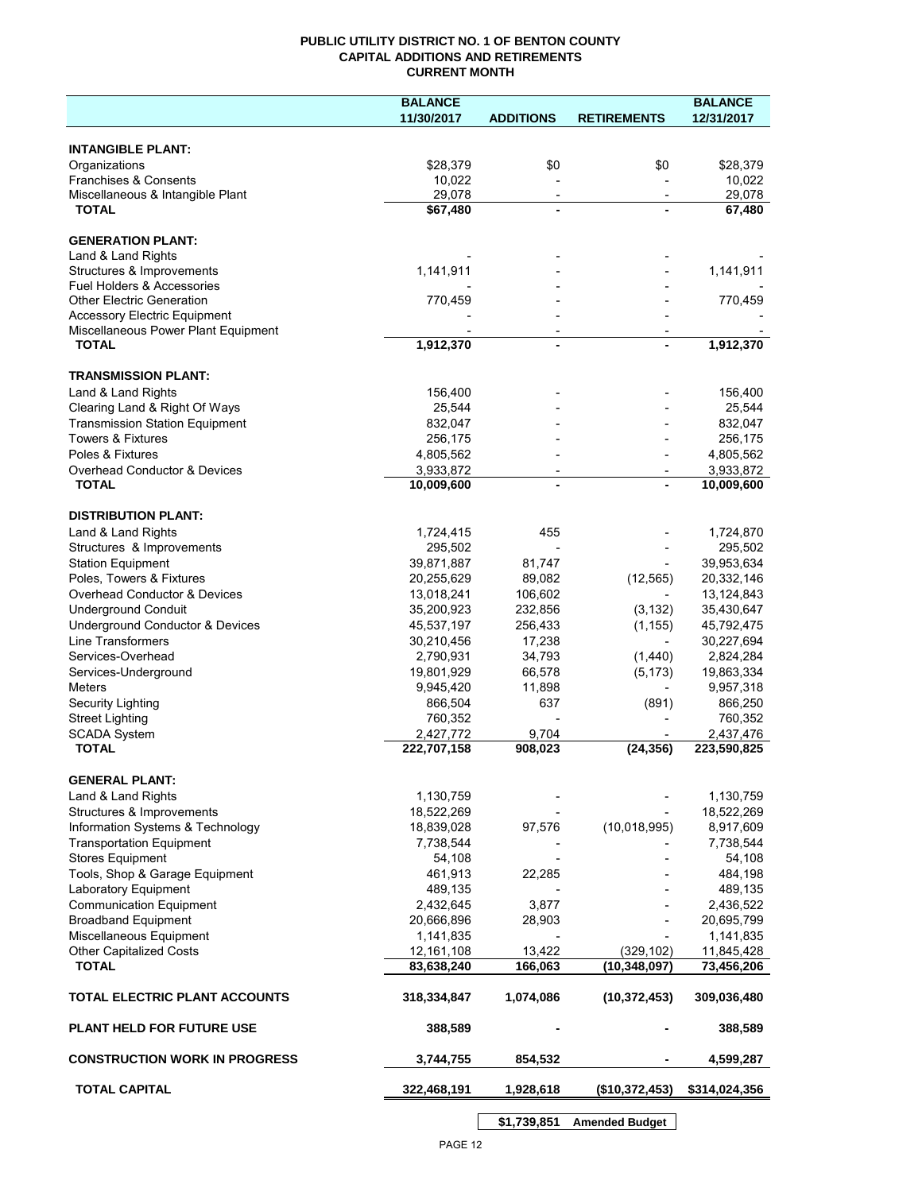**PUBLIC UTILITY DISTRICT NO. 1 OF BENTON COUNTY**
**CAPITAL ADDITIONS AND RETIREMENTS**
**CURRENT MONTH**

| | BALANCE 11/30/2017 | ADDITIONS | RETIREMENTS | BALANCE 12/31/2017 |
|---|---|---|---|---|
| **INTANGIBLE PLANT:** | | | | |
| Organizations | $28,379 | $0 | $0 | $28,379 |
| Franchises & Consents | 10,022 | - | - | 10,022 |
| Miscellaneous & Intangible Plant | 29,078 | - | - | 29,078 |
| **TOTAL** | **$67,480** | **-** | **-** | **67,480** |
| **GENERATION PLANT:** | | | | |
| Land & Land Rights | - | - | - | - |
| Structures & Improvements | 1,141,911 | - | - | 1,141,911 |
| Fuel Holders & Accessories | - | - | - | - |
| Other Electric Generation | 770,459 | - | - | 770,459 |
| Accessory Electric Equipment | - | - | - | - |
| Miscellaneous Power Plant Equipment | - | - | - | - |
| **TOTAL** | **1,912,370** | **-** | **-** | **1,912,370** |
| **TRANSMISSION PLANT:** | | | | |
| Land & Land Rights | 156,400 | - | - | 156,400 |
| Clearing Land & Right Of Ways | 25,544 | - | - | 25,544 |
| Transmission Station Equipment | 832,047 | - | - | 832,047 |
| Towers & Fixtures | 256,175 | - | - | 256,175 |
| Poles & Fixtures | 4,805,562 | - | - | 4,805,562 |
| Overhead Conductor & Devices | 3,933,872 | - | - | 3,933,872 |
| **TOTAL** | **10,009,600** | **-** | **-** | **10,009,600** |
| **DISTRIBUTION PLANT:** | | | | |
| Land & Land Rights | 1,724,415 | 455 | - | 1,724,870 |
| Structures & Improvements | 295,502 | - | - | 295,502 |
| Station Equipment | 39,871,887 | 81,747 | - | 39,953,634 |
| Poles, Towers & Fixtures | 20,255,629 | 89,082 | (12,565) | 20,332,146 |
| Overhead Conductor & Devices | 13,018,241 | 106,602 | - | 13,124,843 |
| Underground Conduit | 35,200,923 | 232,856 | (3,132) | 35,430,647 |
| Underground Conductor & Devices | 45,537,197 | 256,433 | (1,155) | 45,792,475 |
| Line Transformers | 30,210,456 | 17,238 | - | 30,227,694 |
| Services-Overhead | 2,790,931 | 34,793 | (1,440) | 2,824,284 |
| Services-Underground | 19,801,929 | 66,578 | (5,173) | 19,863,334 |
| Meters | 9,945,420 | 11,898 | - | 9,957,318 |
| Security Lighting | 866,504 | 637 | (891) | 866,250 |
| Street Lighting | 760,352 | - | - | 760,352 |
| SCADA System | 2,427,772 | 9,704 | - | 2,437,476 |
| **TOTAL** | **222,707,158** | **908,023** | **(24,356)** | **223,590,825** |
| **GENERAL PLANT:** | | | | |
| Land & Land Rights | 1,130,759 | - | - | 1,130,759 |
| Structures & Improvements | 18,522,269 | - | - | 18,522,269 |
| Information Systems & Technology | 18,839,028 | 97,576 | (10,018,995) | 8,917,609 |
| Transportation Equipment | 7,738,544 | - | - | 7,738,544 |
| Stores Equipment | 54,108 | - | - | 54,108 |
| Tools, Shop & Garage Equipment | 461,913 | 22,285 | - | 484,198 |
| Laboratory Equipment | 489,135 | - | - | 489,135 |
| Communication Equipment | 2,432,645 | 3,877 | - | 2,436,522 |
| Broadband Equipment | 20,666,896 | 28,903 | - | 20,695,799 |
| Miscellaneous Equipment | 1,141,835 | - | - | 1,141,835 |
| Other Capitalized Costs | 12,161,108 | 13,422 | (329,102) | 11,845,428 |
| **TOTAL** | **83,638,240** | **166,063** | **(10,348,097)** | **73,456,206** |
| **TOTAL ELECTRIC PLANT ACCOUNTS** | **318,334,847** | **1,074,086** | **(10,372,453)** | **309,036,480** |
| **PLANT HELD FOR FUTURE USE** | **388,589** | **-** | **-** | **388,589** |
| **CONSTRUCTION WORK IN PROGRESS** | **3,744,755** | **854,532** | **-** | **4,599,287** |
| **TOTAL CAPITAL** | **322,468,191** | **1,928,618** | **($10,372,453)** | **$314,024,356** |
| | | **$1,739,851** | **Amended Budget** | |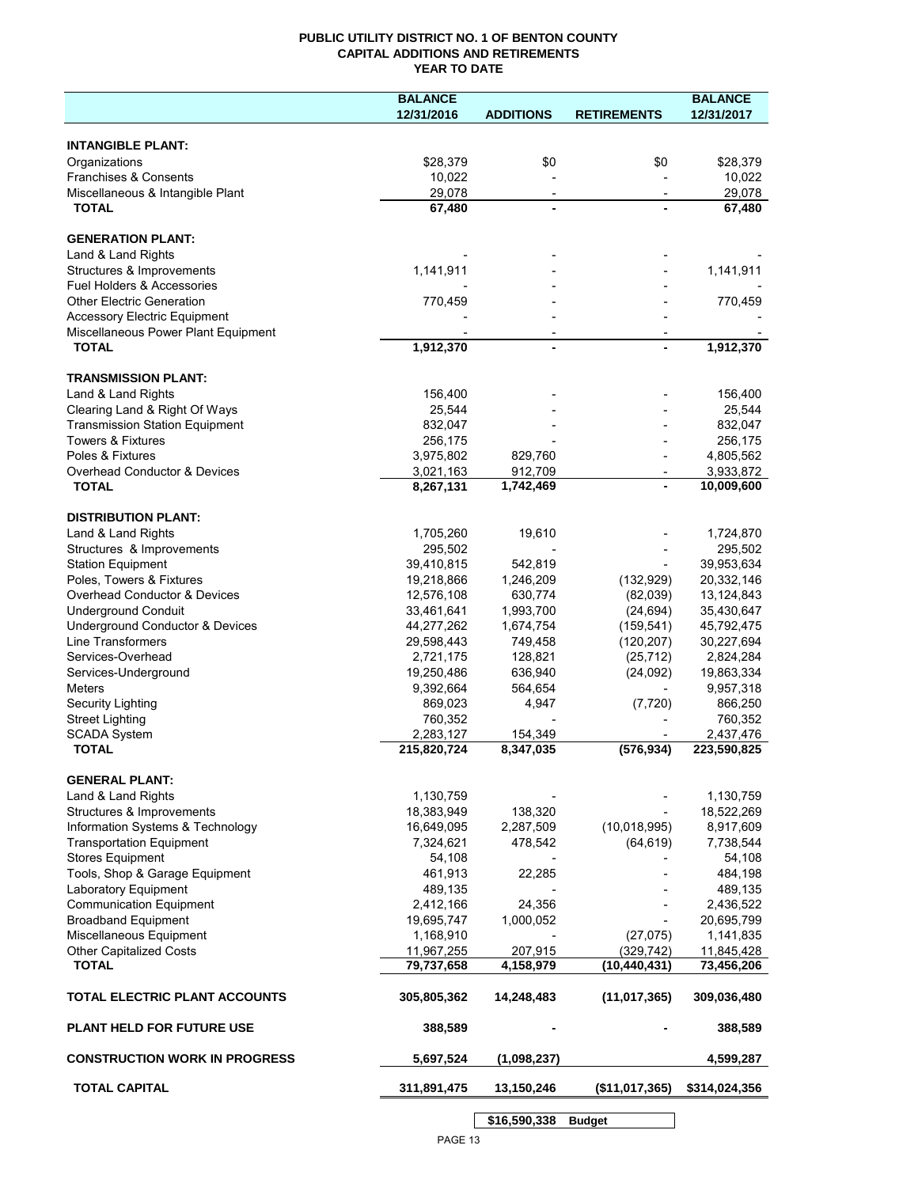**PUBLIC UTILITY DISTRICT NO. 1 OF BENTON COUNTY**
**CAPITAL ADDITIONS AND RETIREMENTS**
**YEAR TO DATE**

| | BALANCE 12/31/2016 | ADDITIONS | RETIREMENTS | BALANCE 12/31/2017 |
|---|---|---|---|---|
| **INTANGIBLE PLANT:** | | | | |
| Organizations | $28,379 | $0 | $0 | $28,379 |
| Franchises & Consents | 10,022 | - | - | 10,022 |
| Miscellaneous & Intangible Plant | 29,078 | - | - | 29,078 |
| **TOTAL** | **67,480** | **-** | **-** | **67,480** |
| **GENERATION PLANT:** | | | | |
| Land & Land Rights | - | - | - | - |
| Structures & Improvements | 1,141,911 | - | - | 1,141,911 |
| Fuel Holders & Accessories | - | - | - | - |
| Other Electric Generation | 770,459 | - | - | 770,459 |
| Accessory Electric Equipment | - | - | - | - |
| Miscellaneous Power Plant Equipment | - | - | - | - |
| **TOTAL** | **1,912,370** | **-** | **-** | **1,912,370** |
| **TRANSMISSION PLANT:** | | | | |
| Land & Land Rights | 156,400 | - | - | 156,400 |
| Clearing Land & Right Of Ways | 25,544 | - | - | 25,544 |
| Transmission Station Equipment | 832,047 | - | - | 832,047 |
| Towers & Fixtures | 256,175 | - | - | 256,175 |
| Poles & Fixtures | 3,975,802 | 829,760 | - | 4,805,562 |
| Overhead Conductor & Devices | 3,021,163 | 912,709 | - | 3,933,872 |
| **TOTAL** | **8,267,131** | **1,742,469** | **-** | **10,009,600** |
| **DISTRIBUTION PLANT:** | | | | |
| Land & Land Rights | 1,705,260 | 19,610 | - | 1,724,870 |
| Structures & Improvements | 295,502 | - | - | 295,502 |
| Station Equipment | 39,410,815 | 542,819 | - | 39,953,634 |
| Poles, Towers & Fixtures | 19,218,866 | 1,246,209 | (132,929) | 20,332,146 |
| Overhead Conductor & Devices | 12,576,108 | 630,774 | (82,039) | 13,124,843 |
| Underground Conduit | 33,461,641 | 1,993,700 | (24,694) | 35,430,647 |
| Underground Conductor & Devices | 44,277,262 | 1,674,754 | (159,541) | 45,792,475 |
| Line Transformers | 29,598,443 | 749,458 | (120,207) | 30,227,694 |
| Services-Overhead | 2,721,175 | 128,821 | (25,712) | 2,824,284 |
| Services-Underground | 19,250,486 | 636,940 | (24,092) | 19,863,334 |
| Meters | 9,392,664 | 564,654 | - | 9,957,318 |
| Security Lighting | 869,023 | 4,947 | (7,720) | 866,250 |
| Street Lighting | 760,352 | - | - | 760,352 |
| SCADA System | 2,283,127 | 154,349 | - | 2,437,476 |
| **TOTAL** | **215,820,724** | **8,347,035** | **(576,934)** | **223,590,825** |
| **GENERAL PLANT:** | | | | |
| Land & Land Rights | 1,130,759 | - | - | 1,130,759 |
| Structures & Improvements | 18,383,949 | 138,320 | - | 18,522,269 |
| Information Systems & Technology | 16,649,095 | 2,287,509 | (10,018,995) | 8,917,609 |
| Transportation Equipment | 7,324,621 | 478,542 | (64,619) | 7,738,544 |
| Stores Equipment | 54,108 | - | - | 54,108 |
| Tools, Shop & Garage Equipment | 461,913 | 22,285 | - | 484,198 |
| Laboratory Equipment | 489,135 | - | - | 489,135 |
| Communication Equipment | 2,412,166 | 24,356 | - | 2,436,522 |
| Broadband Equipment | 19,695,747 | 1,000,052 | - | 20,695,799 |
| Miscellaneous Equipment | 1,168,910 | - | (27,075) | 1,141,835 |
| Other Capitalized Costs | 11,967,255 | 207,915 | (329,742) | 11,845,428 |
| **TOTAL** | **79,737,658** | **4,158,979** | **(10,440,431)** | **73,456,206** |
| **TOTAL ELECTRIC PLANT ACCOUNTS** | **305,805,362** | **14,248,483** | **(11,017,365)** | **309,036,480** |
| **PLANT HELD FOR FUTURE USE** | **388,589** | **-** | **-** | **388,589** |
| **CONSTRUCTION WORK IN PROGRESS** | **5,697,524** | **(1,098,237)** | | **4,599,287** |
| **TOTAL CAPITAL** | **311,891,475** | **13,150,246** | **($11,017,365)** | **$314,024,356** |
| | | **$16,590,338** | **Budget** | |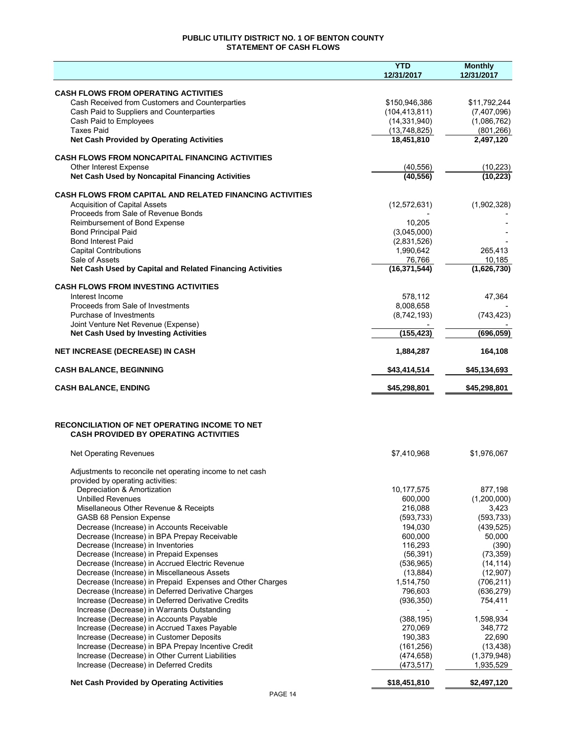# PUBLIC UTILITY DISTRICT NO. 1 OF BENTON COUNTY
## STATEMENT OF CASH FLOWS

| | YTD 12/31/2017 | Monthly 12/31/2017 |
|---|---|---|
| **CASH FLOWS FROM OPERATING ACTIVITIES** | | |
| Cash Received from Customers and Counterparties | $150,946,386 | $11,792,244 |
| Cash Paid to Suppliers and Counterparties | (104,413,811) | (7,407,096) |
| Cash Paid to Employees | (14,331,940) | (1,086,762) |
| Taxes Paid | (13,748,825) | (801,266) |
| **Net Cash Provided by Operating Activities** | **18,451,810** | **2,497,120** |
| **CASH FLOWS FROM NONCAPITAL FINANCING ACTIVITIES** | | |
| Other Interest Expense | (40,556) | (10,223) |
| **Net Cash Used by Noncapital Financing Activities** | **(40,556)** | **(10,223)** |
| **CASH FLOWS FROM CAPITAL AND RELATED FINANCING ACTIVITIES** | | |
| Acquisition of Capital Assets | (12,572,631) | (1,902,328) |
| Proceeds from Sale of Revenue Bonds | - | - |
| Reimbursement of Bond Expense | 10,205 | - |
| Bond Principal Paid | (3,045,000) | - |
| Bond Interest Paid | (2,831,526) | - |
| Capital Contributions | 1,990,642 | 265,413 |
| Sale of Assets | 76,766 | 10,185 |
| **Net Cash Used by Capital and Related Financing Activities** | **(16,371,544)** | **(1,626,730)** |
| **CASH FLOWS FROM INVESTING ACTIVITIES** | | |
| Interest Income | 578,112 | 47,364 |
| Proceeds from Sale of Investments | 8,008,658 | - |
| Purchase of Investments | (8,742,193) | (743,423) |
| Joint Venture Net Revenue (Expense) | - | - |
| **Net Cash Used by Investing Activities** | **(155,423)** | **(696,059)** |
| **NET INCREASE (DECREASE) IN CASH** | **1,884,287** | **164,108** |
| **CASH BALANCE, BEGINNING** | **$43,414,514** | **$45,134,693** |
| **CASH BALANCE, ENDING** | **$45,298,801** | **$45,298,801** |

## RECONCILIATION OF NET OPERATING INCOME TO NET CASH PROVIDED BY OPERATING ACTIVITIES

| | YTD 12/31/2017 | Monthly 12/31/2017 |
|---|---|---|
| Net Operating Revenues | $7,410,968 | $1,976,067 |
| Adjustments to reconcile net operating income to net cash provided by operating activities: | | |
| Depreciation & Amortization | 10,177,575 | 877,198 |
| Unbilled Revenues | 600,000 | (1,200,000) |
| Misellaneous Other Revenue & Receipts | 216,088 | 3,423 |
| GASB 68 Pension Expense | (593,733) | (593,733) |
| Decrease (Increase) in Accounts Receivable | 194,030 | (439,525) |
| Decrease (Increase) in BPA Prepay Receivable | 600,000 | 50,000 |
| Decrease (Increase) in Inventories | 116,293 | (390) |
| Decrease (Increase) in Prepaid Expenses | (56,391) | (73,359) |
| Decrease (Increase) in Accrued Electric Revenue | (536,965) | (14,114) |
| Decrease (Increase) in Miscellaneous Assets | (13,884) | (12,907) |
| Decrease (Increase) in Prepaid Expenses and Other Charges | 1,514,750 | (706,211) |
| Decrease (Increase) in Deferred Derivative Charges | 796,603 | (636,279) |
| Increase (Decrease) in Deferred Derivative Credits | (936,350) | 754,411 |
| Increase (Decrease) in Warrants Outstanding | - | - |
| Increase (Decrease) in Accounts Payable | (388,195) | 1,598,934 |
| Increase (Decrease) in Accrued Taxes Payable | 270,069 | 348,772 |
| Increase (Decrease) in Customer Deposits | 190,383 | 22,690 |
| Increase (Decrease) in BPA Prepay Incentive Credit | (161,256) | (13,438) |
| Increase (Decrease) in Other Current Liabilities | (474,658) | (1,379,948) |
| Increase (Decrease) in Deferred Credits | (473,517) | 1,935,529 |
| **Net Cash Provided by Operating Activities** | **$18,451,810** | **$2,497,120** |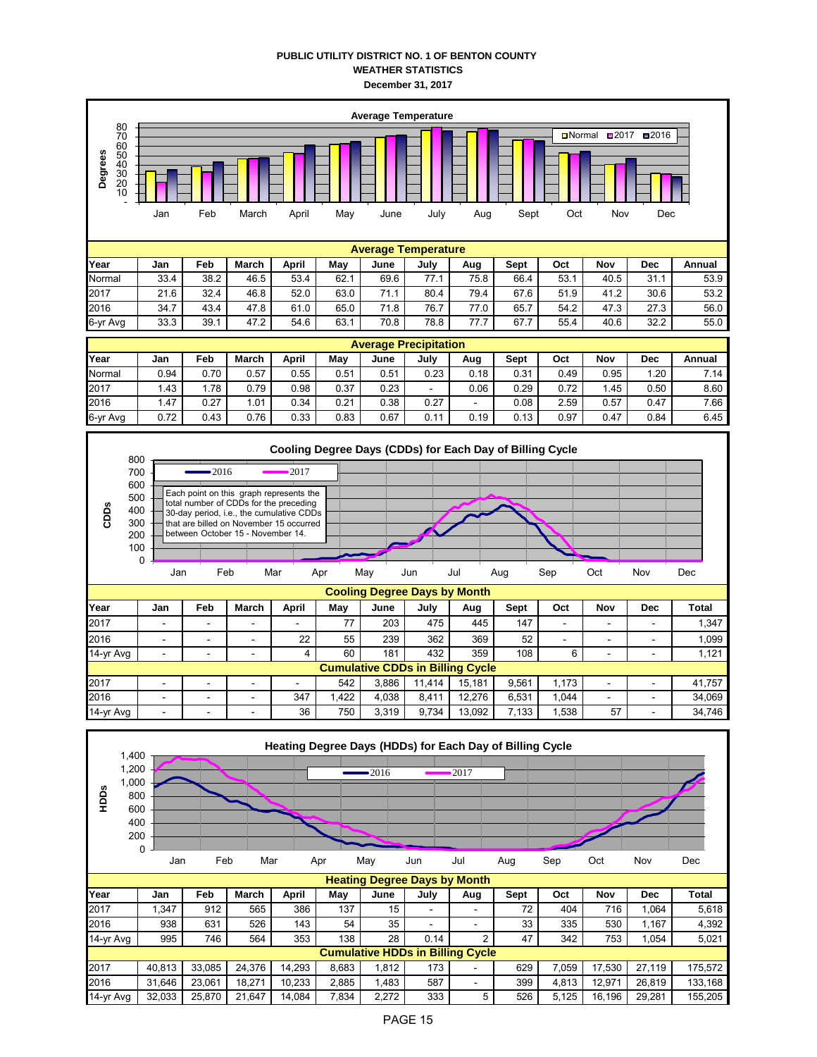**PUBLIC UTILITY DISTRICT NO. 1 OF BENTON COUNTY**
**WEATHER STATISTICS**
**December 31, 2017**

**Average Temperature**

| Year | Jan | Feb | March | April | May | June | July | Aug | Sept | Oct | Nov | Dec | Annual |
|---|---|---|---|---|---|---|---|---|---|---|---|---|---|
| Normal | 33.4 | 38.2 | 46.5 | 53.4 | 62.1 | 69.6 | 77.1 | 75.8 | 66.4 | 53.1 | 40.5 | 31.1 | 53.9 |
| 2017 | 21.6 | 32.4 | 46.8 | 52.0 | 63.0 | 71.1 | 80.4 | 79.4 | 67.6 | 51.9 | 41.2 | 30.6 | 53.2 |
| 2016 | 34.7 | 43.4 | 47.8 | 61.0 | 65.0 | 71.8 | 76.7 | 77.0 | 65.7 | 54.2 | 47.3 | 27.3 | 56.0 |
| 6-yr Avg | 33.3 | 39.1 | 47.2 | 54.6 | 63.1 | 70.8 | 78.8 | 77.7 | 67.7 | 55.4 | 40.6 | 32.2 | 55.0 |

**Average Precipitation**

| Year | Jan | Feb | March | April | May | June | July | Aug | Sept | Oct | Nov | Dec | Annual |
|---|---|---|---|---|---|---|---|---|---|---|---|---|---|
| Normal | 0.94 | 0.70 | 0.57 | 0.55 | 0.51 | 0.51 | 0.23 | 0.18 | 0.31 | 0.49 | 0.95 | 1.20 | 7.14 |
| 2017 | 1.43 | 1.78 | 0.79 | 0.98 | 0.37 | 0.23 | - | 0.06 | 0.29 | 0.72 | 1.45 | 0.50 | 8.60 |
| 2016 | 1.47 | 0.27 | 1.01 | 0.34 | 0.21 | 0.38 | 0.27 | - | 0.08 | 2.59 | 0.57 | 0.47 | 7.66 |
| 6-yr Avg | 0.72 | 0.43 | 0.76 | 0.33 | 0.83 | 0.67 | 0.11 | 0.19 | 0.13 | 0.97 | 0.47 | 0.84 | 6.45 |

**Cooling Degree Days (CDDs) for Each Day of Billing Cycle**

Each point on this graph represents the total number of CDDs for the preceding 30-day period, i.e., the cumulative CDDs that are billed on November 15 occurred between October 15 - November 14.

**Cooling Degree Days by Month**

| Year | Jan | Feb | March | April | May | June | July | Aug | Sept | Oct | Nov | Dec | Total |
|---|---|---|---|---|---|---|---|---|---|---|---|---|---|
| 2017 | - | - | - | - | 77 | 203 | 475 | 445 | 147 | - | - | - | 1,347 |
| 2016 | - | - | - | 22 | 55 | 239 | 362 | 369 | 52 | - | - | - | 1,099 |
| 14-yr Avg | - | - | - | 4 | 60 | 181 | 432 | 359 | 108 | 6 | - | - | 1,121 |
| **Cumulative CDDs in Billing Cycle** | | | | | | | | | | | | | |
| 2017 | - | - | - | - | 542 | 3,886 | 11,414 | 15,181 | 9,561 | 1,173 | - | - | 41,757 |
| 2016 | - | - | - | 347 | 1,422 | 4,038 | 8,411 | 12,276 | 6,531 | 1,044 | - | - | 34,069 |
| 14-yr Avg | - | - | - | 36 | 750 | 3,319 | 9,734 | 13,092 | 7,133 | 1,538 | 57 | - | 34,746 |

**Heating Degree Days (HDDs) for Each Day of Billing Cycle**

**Heating Degree Days by Month**

| Year | Jan | Feb | March | April | May | June | July | Aug | Sept | Oct | Nov | Dec | Total |
|---|---|---|---|---|---|---|---|---|---|---|---|---|---|
| 2017 | 1,347 | 912 | 565 | 386 | 137 | 15 | - | - | 72 | 404 | 716 | 1,064 | 5,618 |
| 2016 | 938 | 631 | 526 | 143 | 54 | 35 | - | - | 33 | 335 | 530 | 1,167 | 4,392 |
| 14-yr Avg | 995 | 746 | 564 | 353 | 138 | 28 | 0.14 | 2 | 47 | 342 | 753 | 1,054 | 5,021 |
| **Cumulative HDDs in Billing Cycle** | | | | | | | | | | | | | |
| 2017 | 40,813 | 33,085 | 24,376 | 14,293 | 8,683 | 1,812 | 173 | - | 629 | 7,059 | 17,530 | 27,119 | 175,572 |
| 2016 | 31,646 | 23,061 | 18,271 | 10,233 | 2,885 | 1,483 | 587 | - | 399 | 4,813 | 12,971 | 26,819 | 133,168 |
| 14-yr Avg | 32,033 | 25,870 | 21,647 | 14,084 | 7,834 | 2,272 | 333 | 5 | 526 | 5,125 | 16,196 | 29,281 | 155,205 |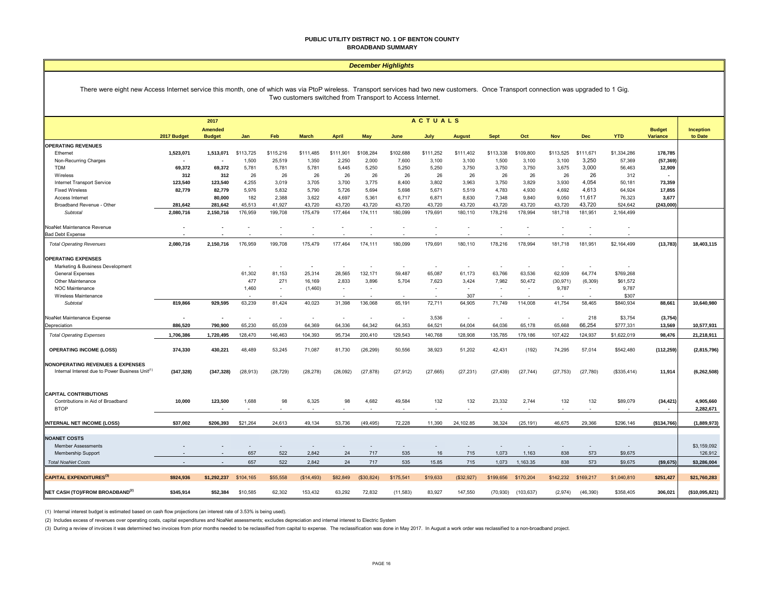**PUBLIC UTILITY DISTRICT NO. 1 OF BENTON COUNTY**
**BROADBAND SUMMARY**

***December Highlights***

There were eight new Access Internet service this month, one of which was via PtoP wireless. Transport services had two new customers. Once Transport connection was upgraded to 1 Gig. Two customers switched from Transport to Access Internet.

| | 2017 Budget | 2017 Amended Budget | Jan | Feb | March | April | May | June | July | August | Sept | Oct | Nov | Dec | YTD | Budget Variance | Inception to Date |
|---|---|---|---|---|---|---|---|---|---|---|---|---|---|---|---|---|---|
| | | | ACTUALS | | | | | | | | | | | | | | |
| **OPERATING REVENUES** | | | | | | | | | | | | | | | | | |
| Ethernet | **1,523,071** | **1,513,071** | $113,725 | $115,216 | $111,485 | $111,901 | $108,284 | $102,688 | $111,252 | $111,402 | $113,338 | $109,800 | $113,525 | $111,671 | $1,334,286 | **178,785** | |
| Non-Recurring Charges | - | - | 1,500 | 25,519 | 1,350 | 2,250 | 2,000 | 7,600 | 3,100 | 3,100 | 1,500 | 3,100 | 3,100 | 3,250 | 57,369 | **(57,369)** | |
| TDM | **69,372** | **69,372** | 5,781 | 5,781 | 5,781 | 5,445 | 5,250 | 5,250 | 5,250 | 3,750 | 3,750 | 3,750 | 3,675 | 3,000 | 56,463 | **12,909** | |
| Wireless | **312** | **312** | 26 | 26 | 26 | 26 | 26 | 26 | 26 | 26 | 26 | 26 | 26 | 26 | 312 | - | |
| Internet Transport Service | **123,540** | **123,540** | 4,255 | 3,019 | 3,705 | 3,700 | 3,775 | 8,400 | 3,802 | 3,963 | 3,750 | 3,829 | 3,930 | 4,054 | 50,181 | **73,359** | |
| Fixed Wireless | **82,779** | **82,779** | 5,976 | 5,832 | 5,790 | 5,726 | 5,694 | 5,698 | 5,671 | 5,519 | 4,783 | 4,930 | 4,692 | 4,613 | 64,924 | **17,855** | |
| Access Internet | | **80,000** | 182 | 2,388 | 3,622 | 4,697 | 5,361 | 6,717 | 6,871 | 8,630 | 7,348 | 9,840 | 9,050 | 11,617 | 76,323 | **3,677** | |
| Broadband Revenue - Other | **281,642** | **281,642** | 45,513 | 41,927 | 43,720 | 43,720 | 43,720 | 43,720 | 43,720 | 43,720 | 43,720 | 43,720 | 43,720 | 43,720 | 524,642 | **(243,000)** | |
| *Subtotal* | **2,080,716** | **2,150,716** | 176,959 | 199,708 | 175,479 | 177,464 | 174,111 | 180,099 | 179,691 | 180,110 | 178,216 | 178,994 | 181,718 | 181,951 | 2,164,499 | | |
| NoaNet Maintenance Revenue | - | - | - | - | - | - | - | - | - | - | - | - | - | - | - | | |
| Bad Debt Expense | - | - | - | - | - | - | - | - | - | - | - | - | - | - | - | | |
| *Total Operating Revenues* | **2,080,716** | **2,150,716** | 176,959 | 199,708 | 175,479 | 177,464 | 174,111 | 180,099 | 179,691 | 180,110 | 178,216 | 178,994 | 181,718 | 181,951 | $2,164,499 | **(13,783)** | **18,403,115** |
| **OPERATING EXPENSES** | | | | | | | | | | | | | | | | | |
| Marketing & Business Development | | | - | - | - | - | - | - | - | - | - | - | - | - | - | | |
| General Expenses | | | 61,302 | 81,153 | 25,314 | 28,565 | 132,171 | 59,487 | 65,087 | 61,173 | 63,766 | 63,536 | 62,939 | 64,774 | $769,268 | | |
| Other Maintenance | | | 477 | 271 | 16,169 | 2,833 | 3,896 | 5,704 | 7,623 | 3,424 | 7,982 | 50,472 | (30,971) | (6,309) | $61,572 | | |
| NOC Maintenance | | | 1,460 | - | (1,460) | - | - | | - | - | - | - | 9,787 | - | 9,787 | | |
| Wireless Maintenance | | | - | - | | - | - | - | - | 307 | - | - | - | - | $307 | | |
| *Subtotal* | **819,866** | **929,595** | 63,239 | 81,424 | 40,023 | 31,398 | 136,068 | 65,191 | 72,711 | 64,905 | 71,749 | 114,008 | 41,754 | 58,465 | $840,934 | **88,661** | **10,640,980** |
| NoaNet Maintenance Expense | - | - | - | - | - | - | - | - | 3,536 | - | - | - | - | 218 | $3,754 | **(3,754)** | |
| Depreciation | **886,520** | **790,900** | 65,230 | 65,039 | 64,369 | 64,336 | 64,342 | 64,353 | 64,521 | 64,004 | 64,036 | 65,178 | 65,668 | 66,254 | $777,331 | **13,569** | **10,577,931** |
| *Total Operating Expenses* | **1,706,386** | **1,720,495** | 128,470 | 146,463 | 104,393 | 95,734 | 200,410 | 129,543 | 140,768 | 128,908 | 135,785 | 179,186 | 107,422 | 124,937 | $1,622,019 | **98,476** | **21,218,911** |
| **OPERATING INCOME (LOSS)** | **374,330** | **430,221** | 48,489 | 53,245 | 71,087 | 81,730 | (26,299) | 50,556 | 38,923 | 51,202 | 42,431 | (192) | 74,295 | 57,014 | $542,480 | **(112,259)** | **(2,815,796)** |
| **NONOPERATING REVENUES & EXPENSES** | | | | | | | | | | | | | | | | | |
| Internal Interest due to Power Business Unit(1) | **(347,328)** | **(347,328)** | (28,913) | (28,729) | (28,278) | (28,092) | (27,878) | (27,912) | (27,665) | (27,231) | (27,439) | (27,744) | (27,753) | (27,780) | ($335,414) | **11,914** | **(6,262,508)** |
| **CAPITAL CONTRIBUTIONS** | | | | | | | | | | | | | | | | | |
| Contributions in Aid of Broadband | **10,000** | **123,500** | 1,688 | 98 | 6,325 | 98 | 4,682 | 49,584 | 132 | 132 | 23,332 | 2,744 | 132 | 132 | $89,079 | **(34,421)** | **4,905,660** |
| BTOP | | - | - | - | - | - | - | - | - | - | - | - | - | - | - | - | **2,282,671** |
| **INTERNAL NET INCOME (LOSS)** | **$37,002** | **$206,393** | $21,264 | 24,613 | 49,134 | 53,736 | (49,495) | 72,228 | 11,390 | 24,102.85 | 38,324 | (25,191) | 46,675 | 29,366 | $296,146 | **($134,766)** | **(1,889,973)** |
| **NOANET COSTS** | | | | | | | | | | | | | | | | | |
| Member Assessments | - | - | - | - | - | - | - | - | - | - | - | - | - | - | - | | $3,159,092 |
| Membership Support | - | - | 657 | 522 | 2,842 | 24 | 717 | 535 | 16 | 715 | 1,073 | 1,163 | 838 | 573 | $9,675 | | 126,912 |
| *Total NoaNet Costs* | - | - | 657 | 522 | 2,842 | 24 | 717 | 535 | 15.85 | 715 | 1,073 | 1,163.35 | 838 | 573 | $9,675 | **($9,675)** | **$3,286,004** |
| **CAPITAL EXPENDITURES(3)** | **$924,936** | **$1,292,237** | $104,165 | $55,558 | ($14,493) | $82,849 | ($30,824) | $175,541 | $19,633 | ($32,927) | $199,656 | $170,204 | $142,232 | $169,217 | $1,040,810 | **$251,427** | **$21,760,283** |
| **NET CASH (TO)/FROM BROADBAND(2)** | **$345,914** | **$52,384** | $10,585 | 62,302 | 153,432 | 63,292 | 72,832 | (11,583) | 83,927 | 147,550 | (70,930) | (103,637) | (2,974) | (46,390) | $358,405 | **306,021** | **($10,095,821)** |

(1) Internal interest budget is estimated based on cash flow projections (an interest rate of 3.53% is being used).

(2) Includes excess of revenues over operating costs, capital expenditures and NoaNet assessments; excludes depreciation and internal interest to Electric System

(3) During a review of invoices it was determined two invoices from prior months needed to be reclassified from capital to expense. The reclassification was done in May 2017. In August a work order was reclassified to a non-broadband project.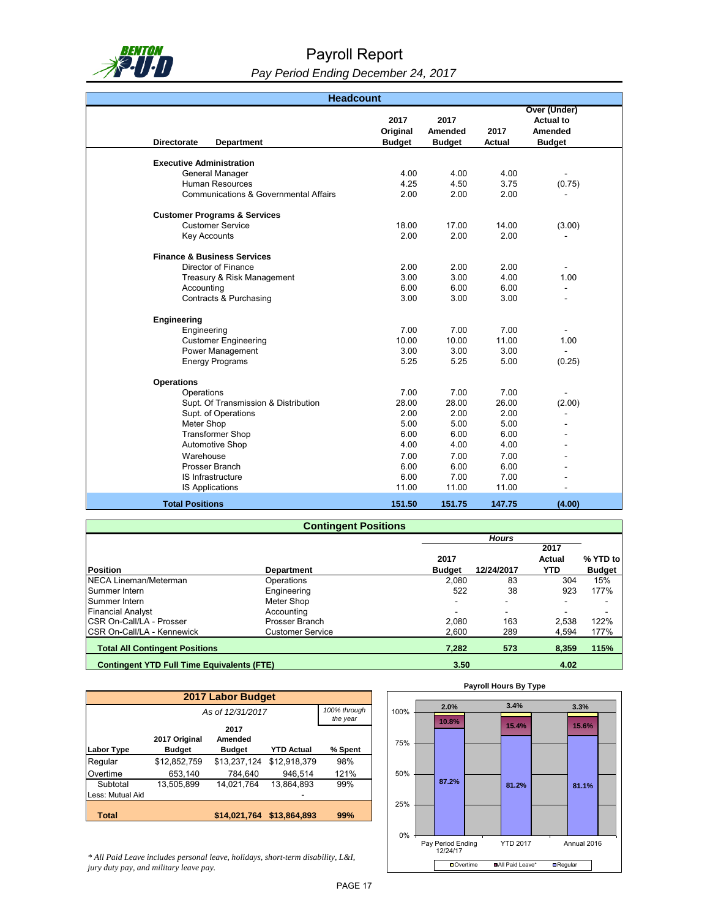# Payroll Report

*Pay Period Ending December 24, 2017*

## Headcount

| Directorate | Department | 2017 Original Budget | 2017 Amended Budget | 2017 Actual | Over (Under) Actual to Amended Budget |
|---|---|---|---|---|---|
| **Executive Administration** | | | | | |
| | General Manager | 4.00 | 4.00 | 4.00 | - |
| | Human Resources | 4.25 | 4.50 | 3.75 | (0.75) |
| | Communications & Governmental Affairs | 2.00 | 2.00 | 2.00 | - |
| **Customer Programs & Services** | | | | | |
| | Customer Service | 18.00 | 17.00 | 14.00 | (3.00) |
| | Key Accounts | 2.00 | 2.00 | 2.00 | - |
| **Finance & Business Services** | | | | | |
| | Director of Finance | 2.00 | 2.00 | 2.00 | - |
| | Treasury & Risk Management | 3.00 | 3.00 | 4.00 | 1.00 |
| | Accounting | 6.00 | 6.00 | 6.00 | - |
| | Contracts & Purchasing | 3.00 | 3.00 | 3.00 | - |
| **Engineering** | | | | | |
| | Engineering | 7.00 | 7.00 | 7.00 | - |
| | Customer Engineering | 10.00 | 10.00 | 11.00 | 1.00 |
| | Power Management | 3.00 | 3.00 | 3.00 | - |
| | Energy Programs | 5.25 | 5.25 | 5.00 | (0.25) |
| **Operations** | | | | | |
| | Operations | 7.00 | 7.00 | 7.00 | - |
| | Supt. Of Transmission & Distribution | 28.00 | 28.00 | 26.00 | (2.00) |
| | Supt. of Operations | 2.00 | 2.00 | 2.00 | - |
| | Meter Shop | 5.00 | 5.00 | 5.00 | - |
| | Transformer Shop | 6.00 | 6.00 | 6.00 | - |
| | Automotive Shop | 4.00 | 4.00 | 4.00 | - |
| | Warehouse | 7.00 | 7.00 | 7.00 | - |
| | Prosser Branch | 6.00 | 6.00 | 6.00 | - |
| | IS Infrastructure | 6.00 | 7.00 | 7.00 | - |
| | IS Applications | 11.00 | 11.00 | 11.00 | - |
| **Total Positions** | | **151.50** | **151.75** | **147.75** | **(4.00)** |

## Contingent Positions

| Position | Department | Hours: 2017 Budget | Hours: 12/24/2017 | Hours: 2017 Actual YTD | % YTD to Budget |
|---|---|---|---|---|---|
| NECA Lineman/Meterman | Operations | 2,080 | 83 | 304 | 15% |
| Summer Intern | Engineering | 522 | 38 | 923 | 177% |
| Summer Intern | Meter Shop | - | - | - | - |
| Financial Analyst | Accounting | - | - | - | - |
| CSR On-Call/LA - Prosser | Prosser Branch | 2,080 | 163 | 2,538 | 122% |
| CSR On-Call/LA - Kennewick | Customer Service | 2,600 | 289 | 4,594 | 177% |
| **Total All Contingent Positions** | | **7,282** | **573** | **8,359** | **115%** |
| **Contingent YTD Full Time Equivalents (FTE)** | | **3.50** | | **4.02** | |

## 2017 Labor Budget

As of 12/31/2017

| Labor Type | 2017 Original Budget | 2017 Amended Budget | YTD Actual | % Spent (100% through the year) |
|---|---|---|---|---|
| Regular | $12,852,759 | $13,237,124 | $12,918,379 | 98% |
| Overtime | 653,140 | 784,640 | 946,514 | 121% |
| Subtotal | 13,505,899 | 14,021,764 | 13,864,893 | 99% |
| Less: Mutual Aid | | | - | |
| **Total** | | **$14,021,764** | **$13,864,893** | **99%** |

**Payroll Hours By Type**

100%
75%
50%
25%
0%

Pay Period Ending 12/24/17: 2.0%, 10.8%, 87.2%
YTD 2017: 3.4%, 15.4%, 81.2%
Annual 2016: 3.3%, 15.6%, 81.1%

Overtime | All Paid Leave* | Regular

*\* All Paid Leave includes personal leave, holidays, short-term disability, L&I, jury duty pay, and military leave pay.*